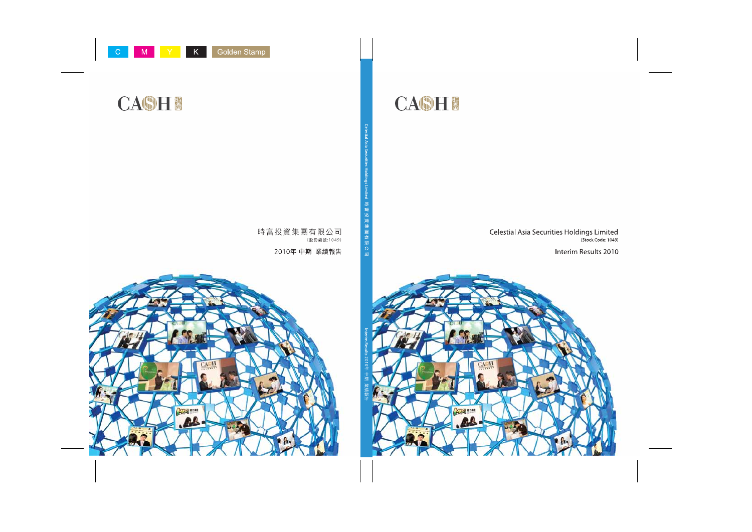C M Y K Golden Stamp

CASH 時富

時富投資集團有限公司
(股份編號:1049)

2010年 中期 業績報告

Celestial Asia Securities Holdings Limited 時富投資集團有限公司

Interim Results 2010年 中期 業績報告

CASH 時富

Celestial Asia Securities Holdings Limited
(Stock Code: 1049)

Interim Results 2010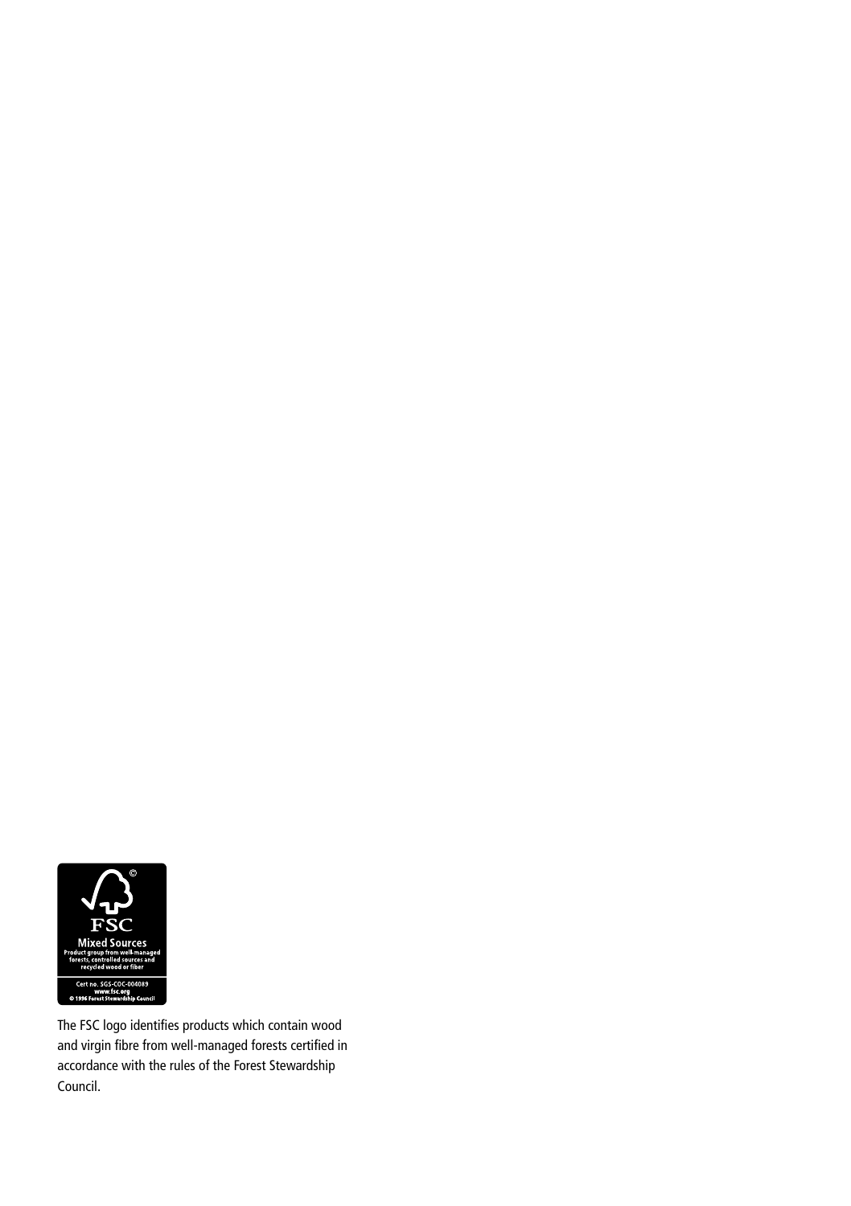FSC

Mixed Sources

Product group from well-managed forests, controlled sources and recycled wood or fiber

Cert no. SGS-COC-004089

www.fsc.org

© 1996 Forest Stewardship Council

The FSC logo identifies products which contain wood and virgin fibre from well-managed forests certified in accordance with the rules of the Forest Stewardship Council.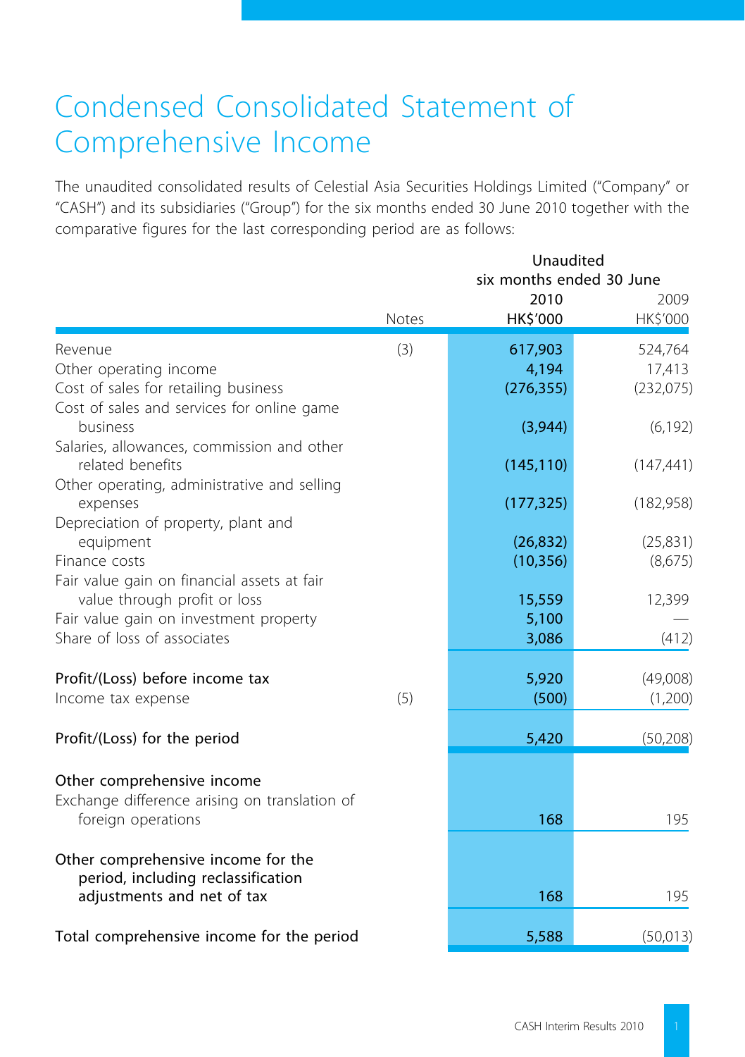# Condensed Consolidated Statement of Comprehensive Income

The unaudited consolidated results of Celestial Asia Securities Holdings Limited ("Company" or "CASH") and its subsidiaries ("Group") for the six months ended 30 June 2010 together with the comparative figures for the last corresponding period are as follows:

| | Notes | Unaudited six months ended 30 June 2010 HK$'000 | 2009 HK$'000 |
|---|---|---|---|
| Revenue | (3) | **617,903** | 524,764 |
| Other operating income | | **4,194** | 17,413 |
| Cost of sales for retailing business | | **(276,355)** | (232,075) |
| Cost of sales and services for online game business | | **(3,944)** | (6,192) |
| Salaries, allowances, commission and other related benefits | | **(145,110)** | (147,441) |
| Other operating, administrative and selling expenses | | **(177,325)** | (182,958) |
| Depreciation of property, plant and equipment | | **(26,832)** | (25,831) |
| Finance costs | | **(10,356)** | (8,675) |
| Fair value gain on financial assets at fair value through profit or loss | | **15,559** | 12,399 |
| Fair value gain on investment property | | **5,100** | — |
| Share of loss of associates | | **3,086** | (412) |
| **Profit/(Loss) before income tax** | | **5,920** | (49,008) |
| Income tax expense | (5) | **(500)** | (1,200) |
| **Profit/(Loss) for the period** | | **5,420** | (50,208) |
| **Other comprehensive income** | | | |
| Exchange difference arising on translation of foreign operations | | **168** | 195 |
| **Other comprehensive income for the period, including reclassification adjustments and net of tax** | | **168** | 195 |
| **Total comprehensive income for the period** | | **5,588** | (50,013) |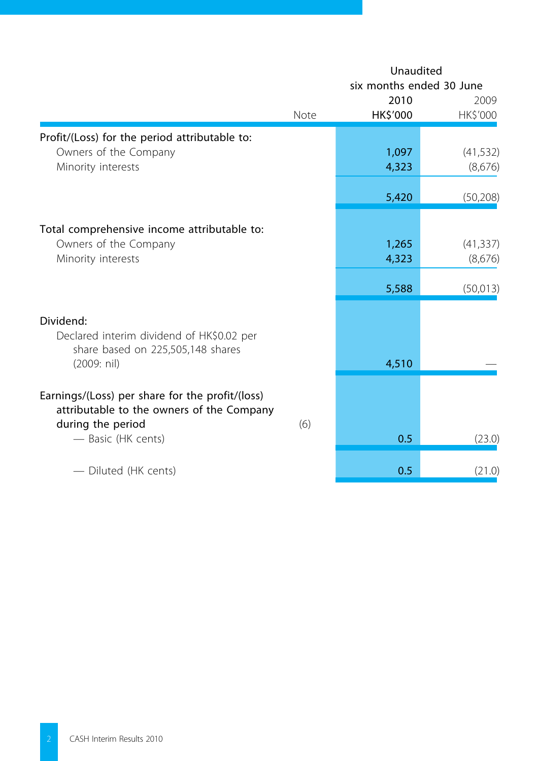| | Note | Unaudited six months ended 30 June 2010 HK$'000 | 2009 HK$'000 |
|---|---|---|---|
| Profit/(Loss) for the period attributable to: | | | |
| Owners of the Company | | 1,097 | (41,532) |
| Minority interests | | 4,323 | (8,676) |
| | | 5,420 | (50,208) |
| Total comprehensive income attributable to: | | | |
| Owners of the Company | | 1,265 | (41,337) |
| Minority interests | | 4,323 | (8,676) |
| | | 5,588 | (50,013) |
| Dividend: | | | |
| Declared interim dividend of HK$0.02 per share based on 225,505,148 shares (2009: nil) | | 4,510 | — |
| Earnings/(Loss) per share for the profit/(loss) attributable to the owners of the Company during the period | (6) | | |
| — Basic (HK cents) | | 0.5 | (23.0) |
| — Diluted (HK cents) | | 0.5 | (21.0) |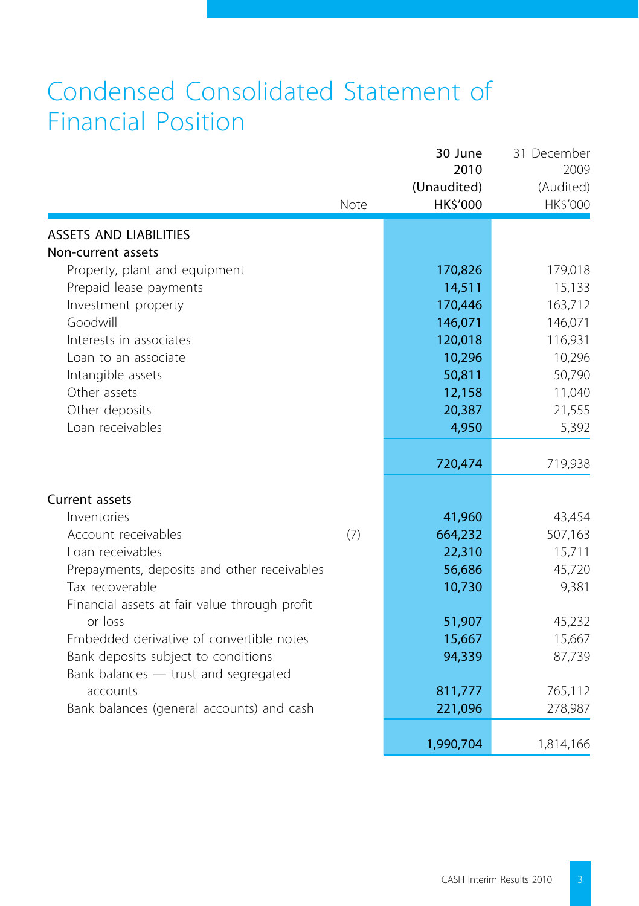# Condensed Consolidated Statement of Financial Position

| | Note | 30 June 2010 (Unaudited) HK$'000 | 31 December 2009 (Audited) HK$'000 |
|---|---|---|---|
| **ASSETS AND LIABILITIES** | | | |
| **Non-current assets** | | | |
| Property, plant and equipment | | 170,826 | 179,018 |
| Prepaid lease payments | | 14,511 | 15,133 |
| Investment property | | 170,446 | 163,712 |
| Goodwill | | 146,071 | 146,071 |
| Interests in associates | | 120,018 | 116,931 |
| Loan to an associate | | 10,296 | 10,296 |
| Intangible assets | | 50,811 | 50,790 |
| Other assets | | 12,158 | 11,040 |
| Other deposits | | 20,387 | 21,555 |
| Loan receivables | | 4,950 | 5,392 |
| | | 720,474 | 719,938 |
| **Current assets** | | | |
| Inventories | | 41,960 | 43,454 |
| Account receivables | (7) | 664,232 | 507,163 |
| Loan receivables | | 22,310 | 15,711 |
| Prepayments, deposits and other receivables | | 56,686 | 45,720 |
| Tax recoverable | | 10,730 | 9,381 |
| Financial assets at fair value through profit or loss | | 51,907 | 45,232 |
| Embedded derivative of convertible notes | | 15,667 | 15,667 |
| Bank deposits subject to conditions | | 94,339 | 87,739 |
| Bank balances — trust and segregated accounts | | 811,777 | 765,112 |
| Bank balances (general accounts) and cash | | 221,096 | 278,987 |
| | | 1,990,704 | 1,814,166 |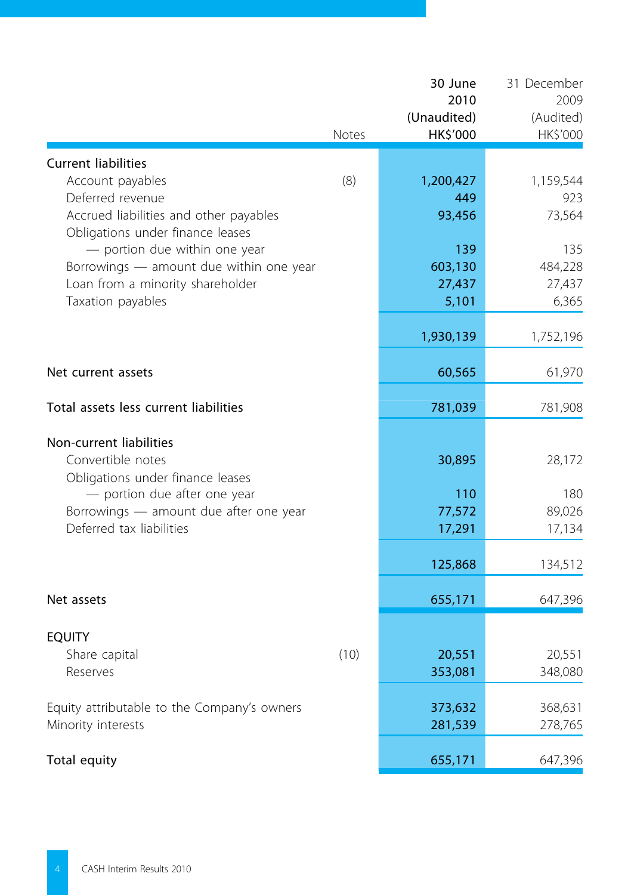| | Notes | 30 June 2010 (Unaudited) HK$'000 | 31 December 2009 (Audited) HK$'000 |
|---|---|---|---|
| **Current liabilities** | | | |
| Account payables | (8) | 1,200,427 | 1,159,544 |
| Deferred revenue | | 449 | 923 |
| Accrued liabilities and other payables | | 93,456 | 73,564 |
| Obligations under finance leases — portion due within one year | | 139 | 135 |
| Borrowings — amount due within one year | | 603,130 | 484,228 |
| Loan from a minority shareholder | | 27,437 | 27,437 |
| Taxation payables | | 5,101 | 6,365 |
| | | 1,930,139 | 1,752,196 |
| **Net current assets** | | 60,565 | 61,970 |
| **Total assets less current liabilities** | | 781,039 | 781,908 |
| **Non-current liabilities** | | | |
| Convertible notes | | 30,895 | 28,172 |
| Obligations under finance leases — portion due after one year | | 110 | 180 |
| Borrowings — amount due after one year | | 77,572 | 89,026 |
| Deferred tax liabilities | | 17,291 | 17,134 |
| | | 125,868 | 134,512 |
| **Net assets** | | 655,171 | 647,396 |
| **EQUITY** | | | |
| Share capital | (10) | 20,551 | 20,551 |
| Reserves | | 353,081 | 348,080 |
| Equity attributable to the Company's owners | | 373,632 | 368,631 |
| Minority interests | | 281,539 | 278,765 |
| **Total equity** | | 655,171 | 647,396 |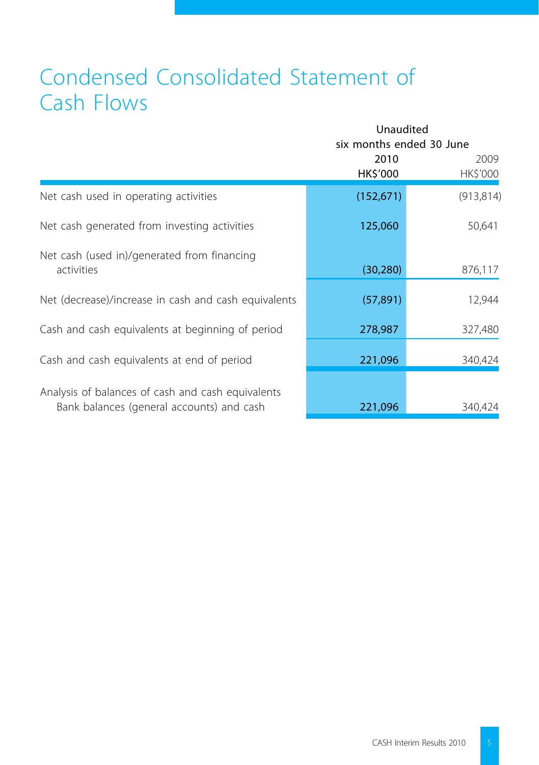# Condensed Consolidated Statement of Cash Flows

| | Unaudited six months ended 30 June | |
|---|---|---|
| | **2010** | 2009 |
| | **HK$'000** | HK$'000 |
| Net cash used in operating activities | **(152,671)** | (913,814) |
| Net cash generated from investing activities | **125,060** | 50,641 |
| Net cash (used in)/generated from financing activities | **(30,280)** | 876,117 |
| Net (decrease)/increase in cash and cash equivalents | **(57,891)** | 12,944 |
| Cash and cash equivalents at beginning of period | **278,987** | 327,480 |
| Cash and cash equivalents at end of period | **221,096** | 340,424 |
| Analysis of balances of cash and cash equivalents | | |
| Bank balances (general accounts) and cash | **221,096** | 340,424 |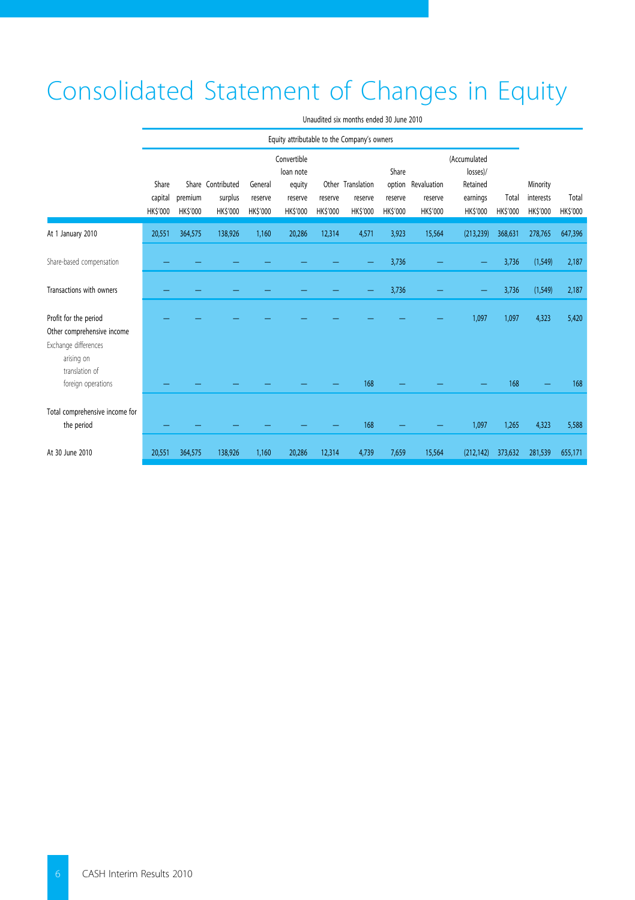# Consolidated Statement of Changes in Equity

Unaudited six months ended 30 June 2010

| | Equity attributable to the Company's owners | | | | | | | | | | | | |
|---|---|---|---|---|---|---|---|---|---|---|---|---|---|
| | Share capital HK$'000 | Share premium HK$'000 | Contributed surplus HK$'000 | General reserve HK$'000 | Convertible loan note equity reserve HK$'000 | Other reserve HK$'000 | Translation reserve HK$'000 | Share option reserve HK$'000 | Revaluation reserve HK$'000 | (Accumulated losses)/ Retained earnings HK$'000 | Total HK$'000 | Minority interests HK$'000 | Total HK$'000 |
| At 1 January 2010 | 20,551 | 364,575 | 138,926 | 1,160 | 20,286 | 12,314 | 4,571 | 3,923 | 15,564 | (213,239) | 368,631 | 278,765 | 647,396 |
| Share-based compensation | — | — | — | — | — | — | — | 3,736 | — | — | 3,736 | (1,549) | 2,187 |
| Transactions with owners | — | — | — | — | — | — | — | 3,736 | — | — | 3,736 | (1,549) | 2,187 |
| Profit for the period | — | — | — | — | — | — | — | — | — | 1,097 | 1,097 | 4,323 | 5,420 |
| Other comprehensive income | | | | | | | | | | | | | |
| Exchange differences arising on translation of foreign operations | — | — | — | — | — | — | 168 | — | — | — | 168 | — | 168 |
| Total comprehensive income for the period | — | — | — | — | — | — | 168 | — | — | 1,097 | 1,265 | 4,323 | 5,588 |
| At 30 June 2010 | 20,551 | 364,575 | 138,926 | 1,160 | 20,286 | 12,314 | 4,739 | 7,659 | 15,564 | (212,142) | 373,632 | 281,539 | 655,171 |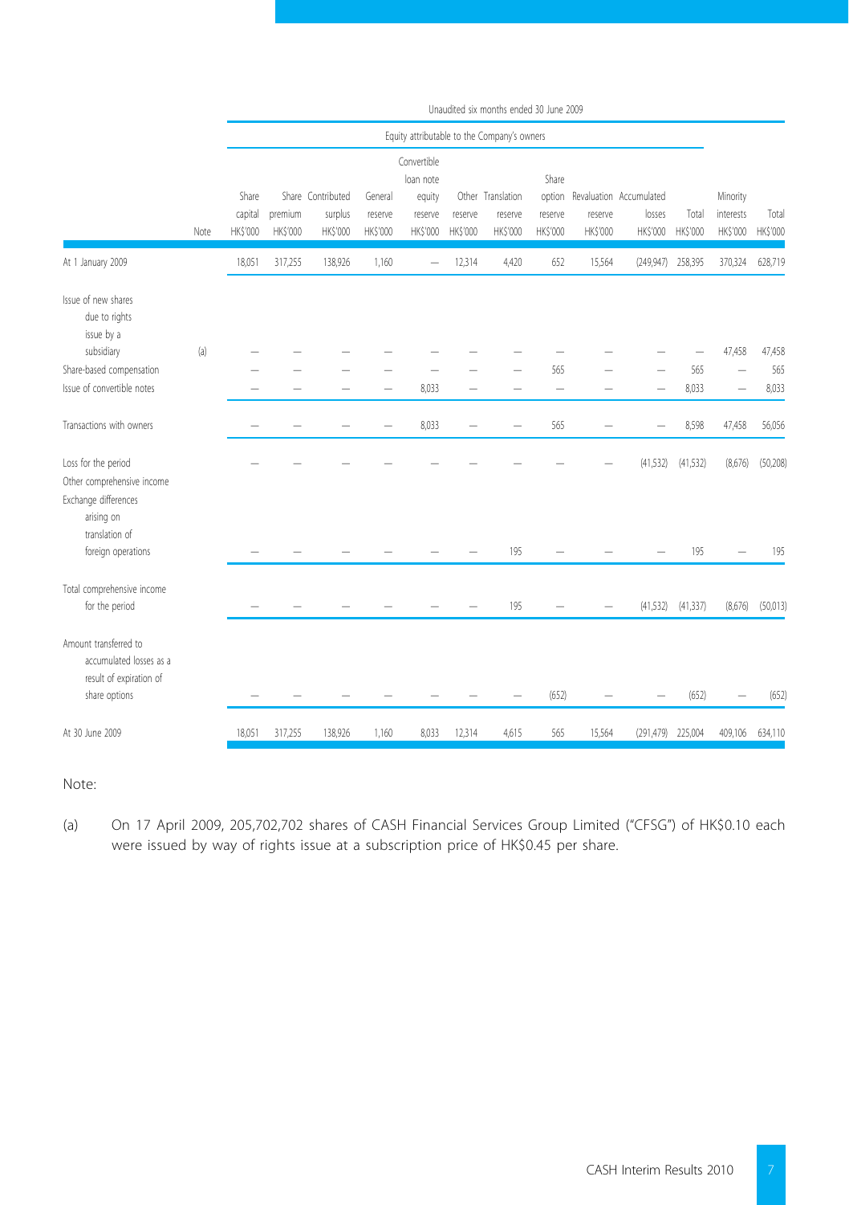| | | Unaudited six months ended 30 June 2009 | | | | | | | | | | | | |
|---|---|---|---|---|---|---|---|---|---|---|---|---|---|---|
| | | Equity attributable to the Company's owners | | | | | | | | | | | | |
| | Note | Share capital HK$'000 | Share premium HK$'000 | Contributed surplus HK$'000 | General reserve HK$'000 | Convertible loan note equity reserve HK$'000 | Other reserve HK$'000 | Translation reserve HK$'000 | Share option reserve HK$'000 | Revaluation reserve HK$'000 | Accumulated losses HK$'000 | Total HK$'000 | Minority interests HK$'000 | Total HK$'000 |
| At 1 January 2009 | | 18,051 | 317,255 | 138,926 | 1,160 | — | 12,314 | 4,420 | 652 | 15,564 | (249,947) | 258,395 | 370,324 | 628,719 |
| Issue of new shares due to rights issue by a subsidiary | (a) | — | — | — | — | — | — | — | — | — | — | — | 47,458 | 47,458 |
| Share-based compensation | | — | — | — | — | — | — | — | 565 | — | — | 565 | — | 565 |
| Issue of convertible notes | | — | — | — | — | 8,033 | — | — | — | — | — | 8,033 | — | 8,033 |
| Transactions with owners | | — | — | — | — | 8,033 | — | — | 565 | — | — | 8,598 | 47,458 | 56,056 |
| Loss for the period | | — | — | — | — | — | — | — | — | — | (41,532) | (41,532) | (8,676) | (50,208) |
| Other comprehensive income | | | | | | | | | | | | | | |
| Exchange differences arising on translation of foreign operations | | — | — | — | — | — | — | 195 | — | — | — | 195 | — | 195 |
| Total comprehensive income for the period | | — | — | — | — | — | — | 195 | — | — | (41,532) | (41,337) | (8,676) | (50,013) |
| Amount transferred to accumulated losses as a result of expiration of share options | | — | — | — | — | — | — | — | (652) | — | — | (652) | — | (652) |
| At 30 June 2009 | | 18,051 | 317,255 | 138,926 | 1,160 | 8,033 | 12,314 | 4,615 | 565 | 15,564 | (291,479) | 225,004 | 409,106 | 634,110 |

Note:

(a) On 17 April 2009, 205,702,702 shares of CASH Financial Services Group Limited ("CFSG") of HK$0.10 each were issued by way of rights issue at a subscription price of HK$0.45 per share.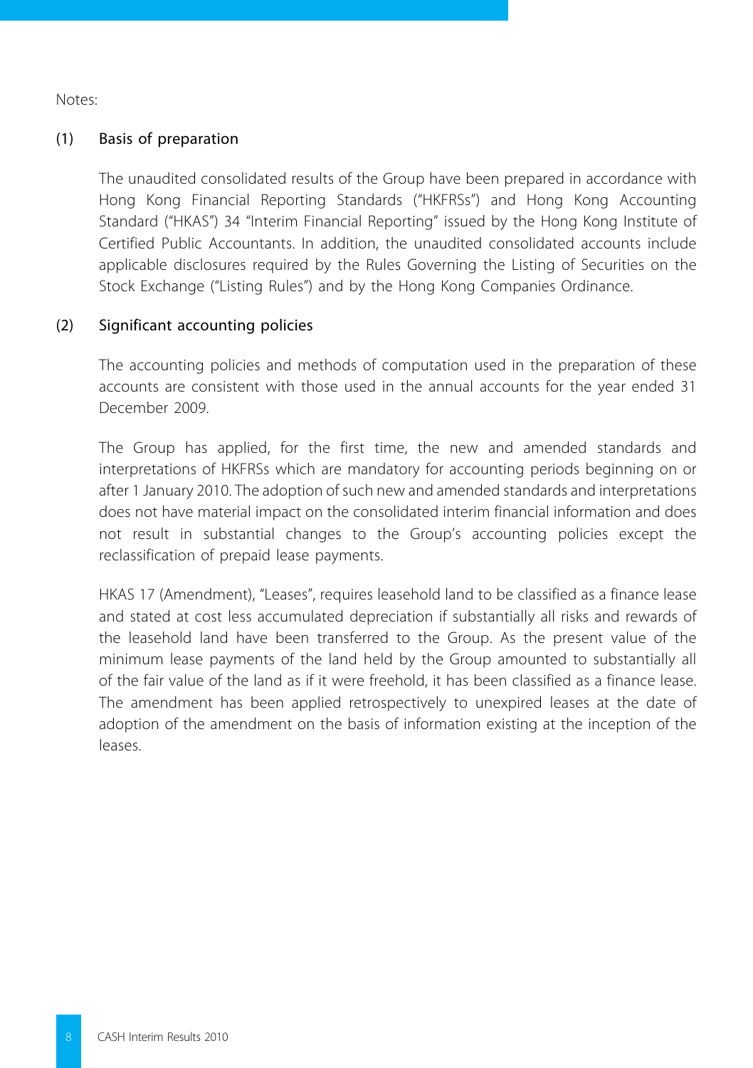Notes:

## (1) Basis of preparation

The unaudited consolidated results of the Group have been prepared in accordance with Hong Kong Financial Reporting Standards ("HKFRSs") and Hong Kong Accounting Standard ("HKAS") 34 "Interim Financial Reporting" issued by the Hong Kong Institute of Certified Public Accountants. In addition, the unaudited consolidated accounts include applicable disclosures required by the Rules Governing the Listing of Securities on the Stock Exchange ("Listing Rules") and by the Hong Kong Companies Ordinance.

## (2) Significant accounting policies

The accounting policies and methods of computation used in the preparation of these accounts are consistent with those used in the annual accounts for the year ended 31 December 2009.

The Group has applied, for the first time, the new and amended standards and interpretations of HKFRSs which are mandatory for accounting periods beginning on or after 1 January 2010. The adoption of such new and amended standards and interpretations does not have material impact on the consolidated interim financial information and does not result in substantial changes to the Group's accounting policies except the reclassification of prepaid lease payments.

HKAS 17 (Amendment), "Leases", requires leasehold land to be classified as a finance lease and stated at cost less accumulated depreciation if substantially all risks and rewards of the leasehold land have been transferred to the Group. As the present value of the minimum lease payments of the land held by the Group amounted to substantially all of the fair value of the land as if it were freehold, it has been classified as a finance lease. The amendment has been applied retrospectively to unexpired leases at the date of adoption of the amendment on the basis of information existing at the inception of the leases.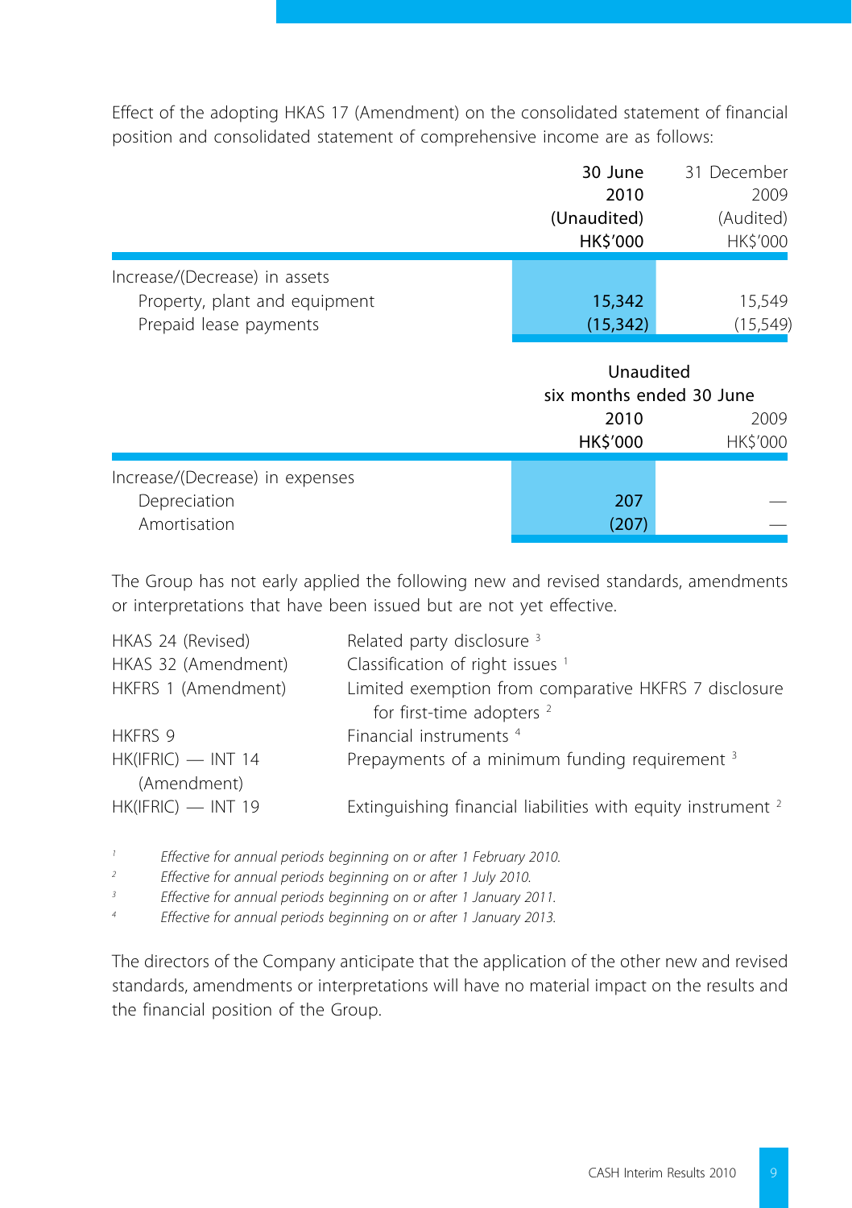Effect of the adopting HKAS 17 (Amendment) on the consolidated statement of financial position and consolidated statement of comprehensive income are as follows:

| | 30 June 2010 (Unaudited) HK$'000 | 31 December 2009 (Audited) HK$'000 |
|---|---|---|
| Increase/(Decrease) in assets | | |
| Property, plant and equipment | 15,342 | 15,549 |
| Prepaid lease payments | (15,342) | (15,549) |

| | Unaudited six months ended 30 June | |
|---|---|---|
| | 2010 HK$'000 | 2009 HK$'000 |
| Increase/(Decrease) in expenses | | |
| Depreciation | 207 | — |
| Amortisation | (207) | — |

The Group has not early applied the following new and revised standards, amendments or interpretations that have been issued but are not yet effective.

| | |
|---|---|
| HKAS 24 (Revised) | Related party disclosure [3] |
| HKAS 32 (Amendment) | Classification of right issues [1] |
| HKFRS 1 (Amendment) | Limited exemption from comparative HKFRS 7 disclosure for first-time adopters [2] |
| HKFRS 9 | Financial instruments [4] |
| HK(IFRIC) — INT 14 (Amendment) | Prepayments of a minimum funding requirement [3] |
| HK(IFRIC) — INT 19 | Extinguishing financial liabilities with equity instrument [2] |

[1] *Effective for annual periods beginning on or after 1 February 2010.*

[2] *Effective for annual periods beginning on or after 1 July 2010.*

[3] *Effective for annual periods beginning on or after 1 January 2011.*

[4] *Effective for annual periods beginning on or after 1 January 2013.*

The directors of the Company anticipate that the application of the other new and revised standards, amendments or interpretations will have no material impact on the results and the financial position of the Group.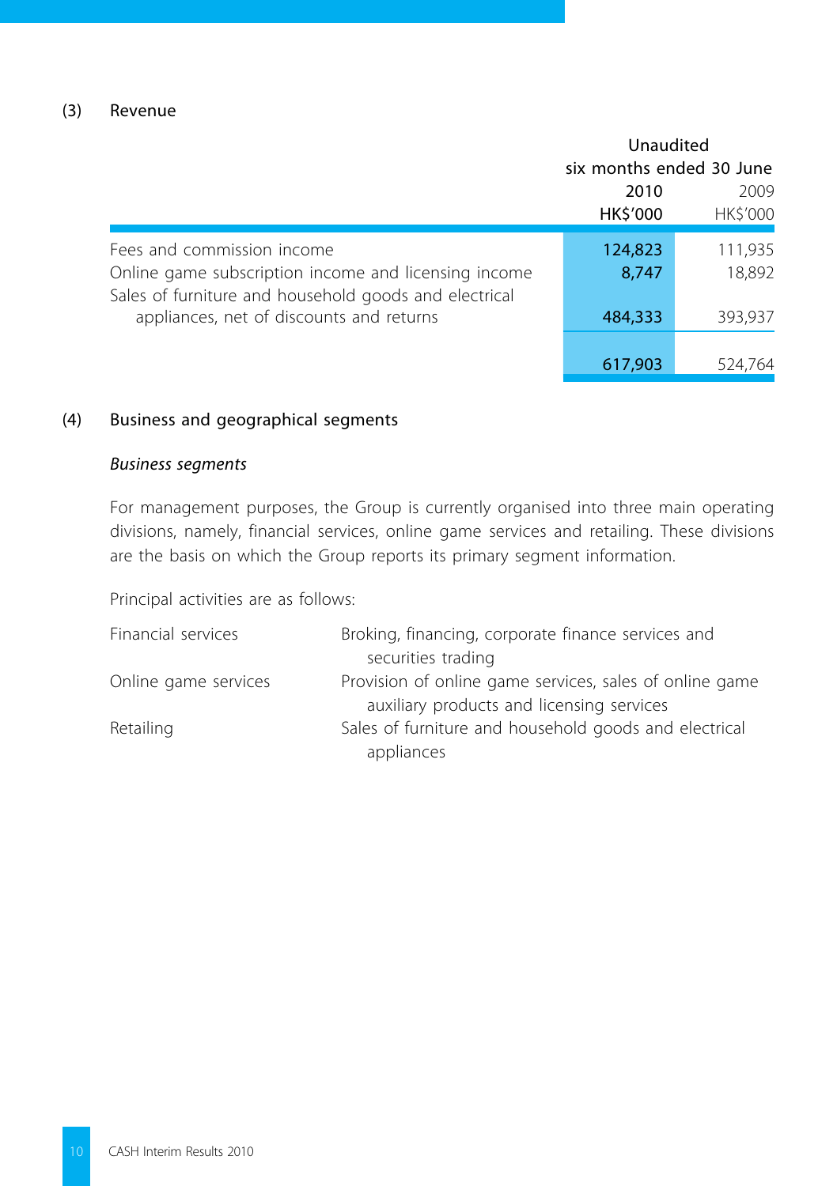(3) Revenue

| | Unaudited six months ended 30 June | |
|---|---|---|
| | 2010 | 2009 |
| | HK$'000 | HK$'000 |
| Fees and commission income | 124,823 | 111,935 |
| Online game subscription income and licensing income | 8,747 | 18,892 |
| Sales of furniture and household goods and electrical appliances, net of discounts and returns | 484,333 | 393,937 |
| | 617,903 | 524,764 |

(4) Business and geographical segments

*Business segments*

For management purposes, the Group is currently organised into three main operating divisions, namely, financial services, online game services and retailing. These divisions are the basis on which the Group reports its primary segment information.

Principal activities are as follows:

| | |
|---|---|
| Financial services | Broking, financing, corporate finance services and securities trading |
| Online game services | Provision of online game services, sales of online game auxiliary products and licensing services |
| Retailing | Sales of furniture and household goods and electrical appliances |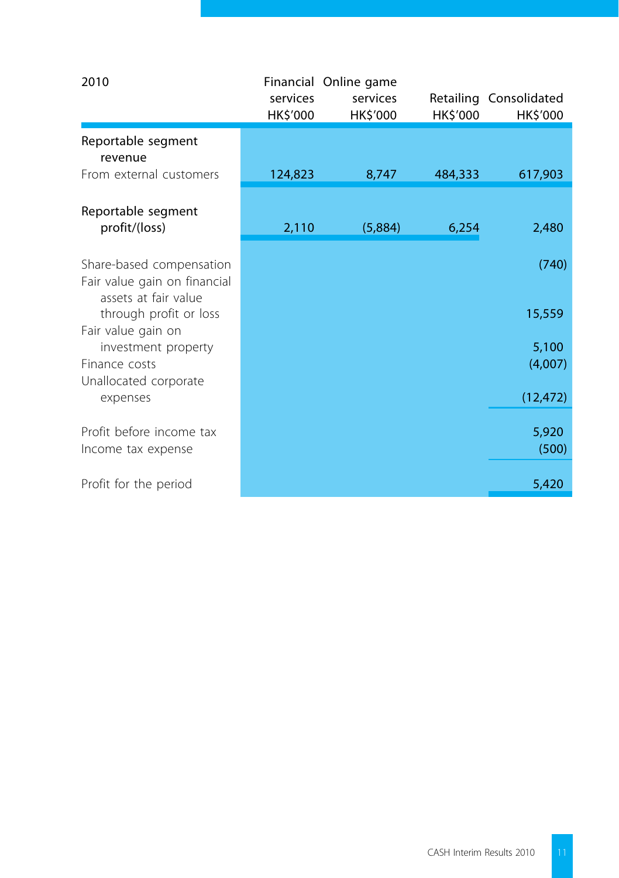| 2010 | Financial services HK$'000 | Online game services HK$'000 | Retailing HK$'000 | Consolidated HK$'000 |
|---|---|---|---|---|
| **Reportable segment revenue** | | | | |
| From external customers | 124,823 | 8,747 | 484,333 | 617,903 |
| **Reportable segment profit/(loss)** | 2,110 | (5,884) | 6,254 | 2,480 |
| Share-based compensation | | | | (740) |
| Fair value gain on financial assets at fair value through profit or loss | | | | 15,559 |
| Fair value gain on investment property | | | | 5,100 |
| Finance costs | | | | (4,007) |
| Unallocated corporate expenses | | | | (12,472) |
| Profit before income tax | | | | 5,920 |
| Income tax expense | | | | (500) |
| Profit for the period | | | | 5,420 |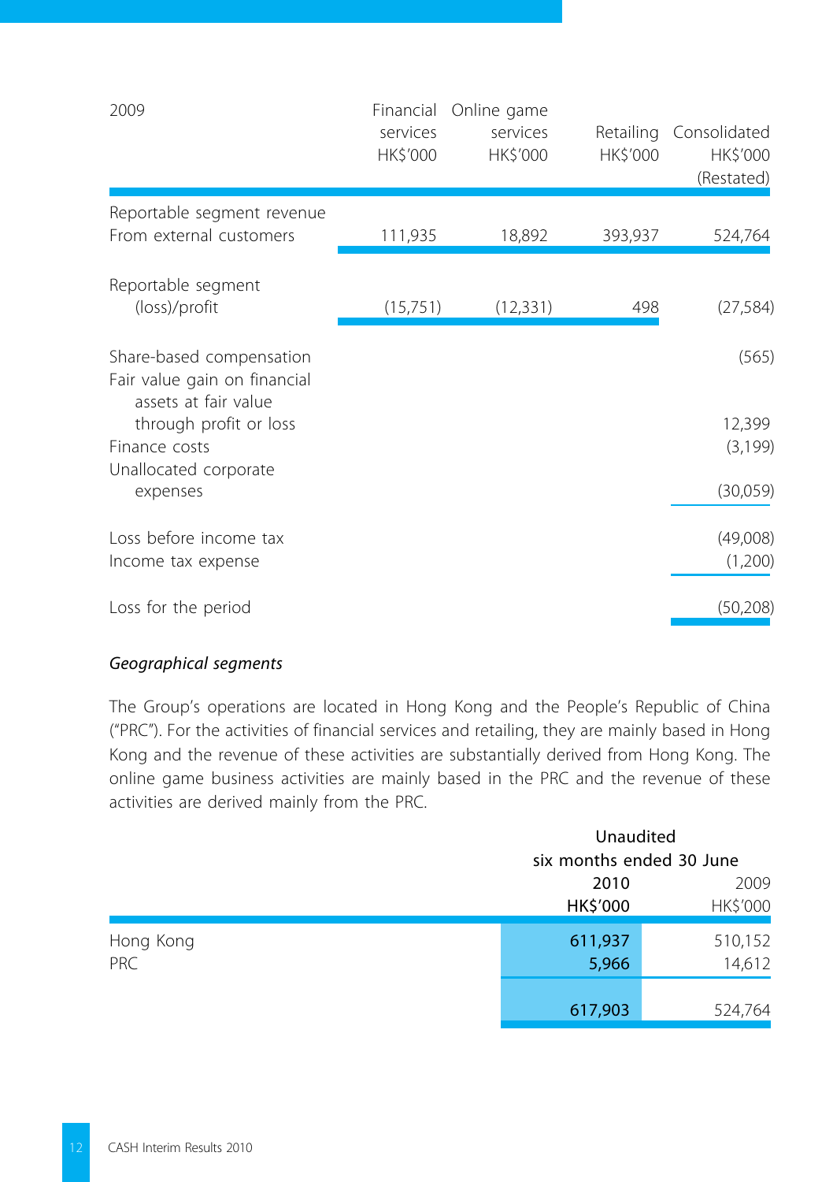| 2009 | Financial services HK$'000 | Online game services HK$'000 | Retailing HK$'000 | Consolidated HK$'000 (Restated) |
|---|---|---|---|---|
| Reportable segment revenue From external customers | 111,935 | 18,892 | 393,937 | 524,764 |
| Reportable segment (loss)/profit | (15,751) | (12,331) | 498 | (27,584) |
| Share-based compensation | | | | (565) |
| Fair value gain on financial assets at fair value through profit or loss | | | | 12,399 |
| Finance costs | | | | (3,199) |
| Unallocated corporate expenses | | | | (30,059) |
| Loss before income tax | | | | (49,008) |
| Income tax expense | | | | (1,200) |
| Loss for the period | | | | (50,208) |

*Geographical segments*

The Group's operations are located in Hong Kong and the People's Republic of China ("PRC"). For the activities of financial services and retailing, they are mainly based in Hong Kong and the revenue of these activities are substantially derived from Hong Kong. The online game business activities are mainly based in the PRC and the revenue of these activities are derived mainly from the PRC.

| | Unaudited six months ended 30 June | |
|---|---|---|
| | **2010 HK$'000** | 2009 HK$'000 |
| Hong Kong | **611,937** | 510,152 |
| PRC | **5,966** | 14,612 |
| | **617,903** | 524,764 |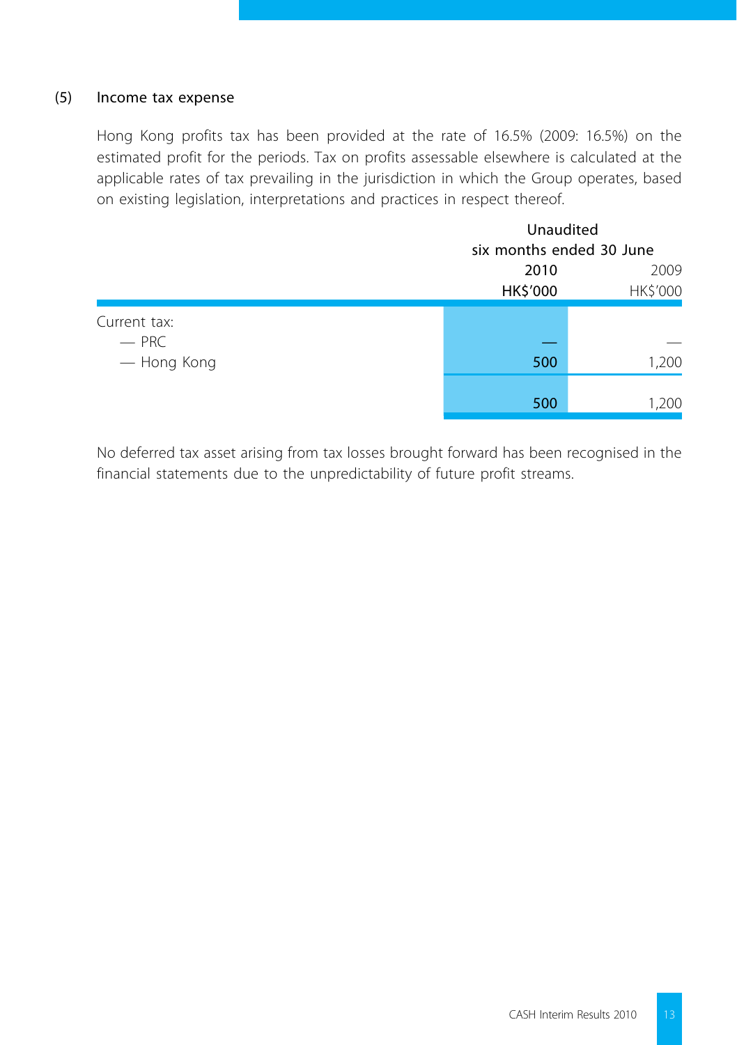### (5) Income tax expense

Hong Kong profits tax has been provided at the rate of 16.5% (2009: 16.5%) on the estimated profit for the periods. Tax on profits assessable elsewhere is calculated at the applicable rates of tax prevailing in the jurisdiction in which the Group operates, based on existing legislation, interpretations and practices in respect thereof.

| | Unaudited six months ended 30 June | |
|---|---|---|
| | **2010** | 2009 |
| | **HK$'000** | HK$'000 |
| Current tax: | | |
| — PRC | **—** | — |
| — Hong Kong | **500** | 1,200 |
| | **500** | 1,200 |

No deferred tax asset arising from tax losses brought forward has been recognised in the financial statements due to the unpredictability of future profit streams.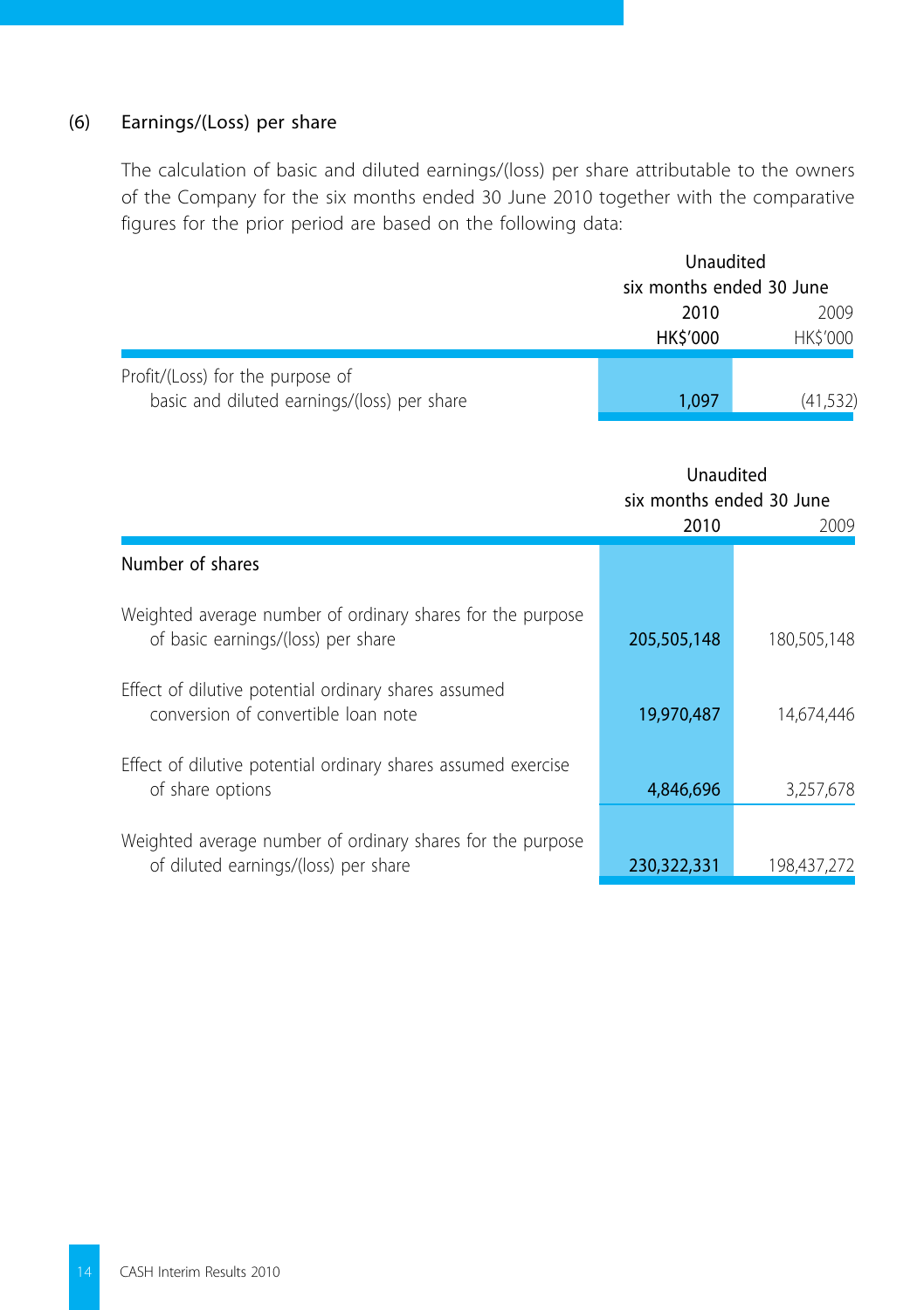## (6) Earnings/(Loss) per share

The calculation of basic and diluted earnings/(loss) per share attributable to the owners of the Company for the six months ended 30 June 2010 together with the comparative figures for the prior period are based on the following data:

| | Unaudited six months ended 30 June | |
|---|---|---|
| | 2010 | 2009 |
| | HK$'000 | HK$'000 |
| Profit/(Loss) for the purpose of basic and diluted earnings/(loss) per share | 1,097 | (41,532) |

| | Unaudited six months ended 30 June | |
|---|---|---|
| | 2010 | 2009 |
| **Number of shares** | | |
| Weighted average number of ordinary shares for the purpose of basic earnings/(loss) per share | 205,505,148 | 180,505,148 |
| Effect of dilutive potential ordinary shares assumed conversion of convertible loan note | 19,970,487 | 14,674,446 |
| Effect of dilutive potential ordinary shares assumed exercise of share options | 4,846,696 | 3,257,678 |
| Weighted average number of ordinary shares for the purpose of diluted earnings/(loss) per share | 230,322,331 | 198,437,272 |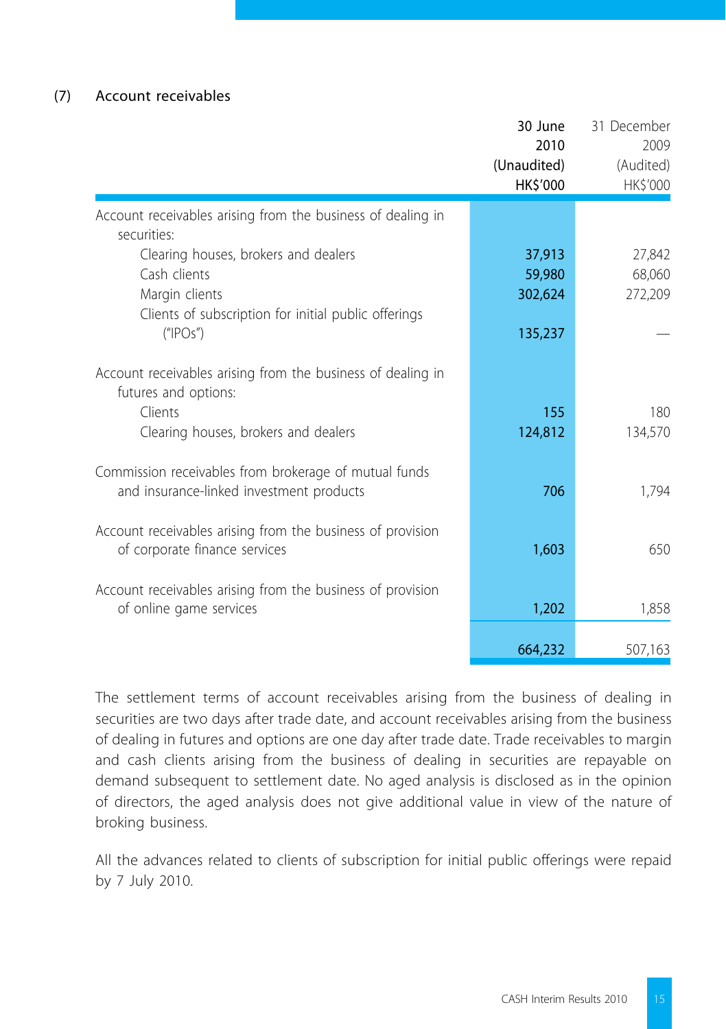## (7) Account receivables

| | 30 June 2010 (Unaudited) HK$'000 | 31 December 2009 (Audited) HK$'000 |
|---|---|---|
| Account receivables arising from the business of dealing in securities: | | |
| Clearing houses, brokers and dealers | **37,913** | 27,842 |
| Cash clients | **59,980** | 68,060 |
| Margin clients | **302,624** | 272,209 |
| Clients of subscription for initial public offerings ("IPOs") | **135,237** | — |
| Account receivables arising from the business of dealing in futures and options: | | |
| Clients | **155** | 180 |
| Clearing houses, brokers and dealers | **124,812** | 134,570 |
| Commission receivables from brokerage of mutual funds and insurance-linked investment products | **706** | 1,794 |
| Account receivables arising from the business of provision of corporate finance services | **1,603** | 650 |
| Account receivables arising from the business of provision of online game services | **1,202** | 1,858 |
| | **664,232** | 507,163 |

The settlement terms of account receivables arising from the business of dealing in securities are two days after trade date, and account receivables arising from the business of dealing in futures and options are one day after trade date. Trade receivables to margin and cash clients arising from the business of dealing in securities are repayable on demand subsequent to settlement date. No aged analysis is disclosed as in the opinion of directors, the aged analysis does not give additional value in view of the nature of broking business.

All the advances related to clients of subscription for initial public offerings were repaid by 7 July 2010.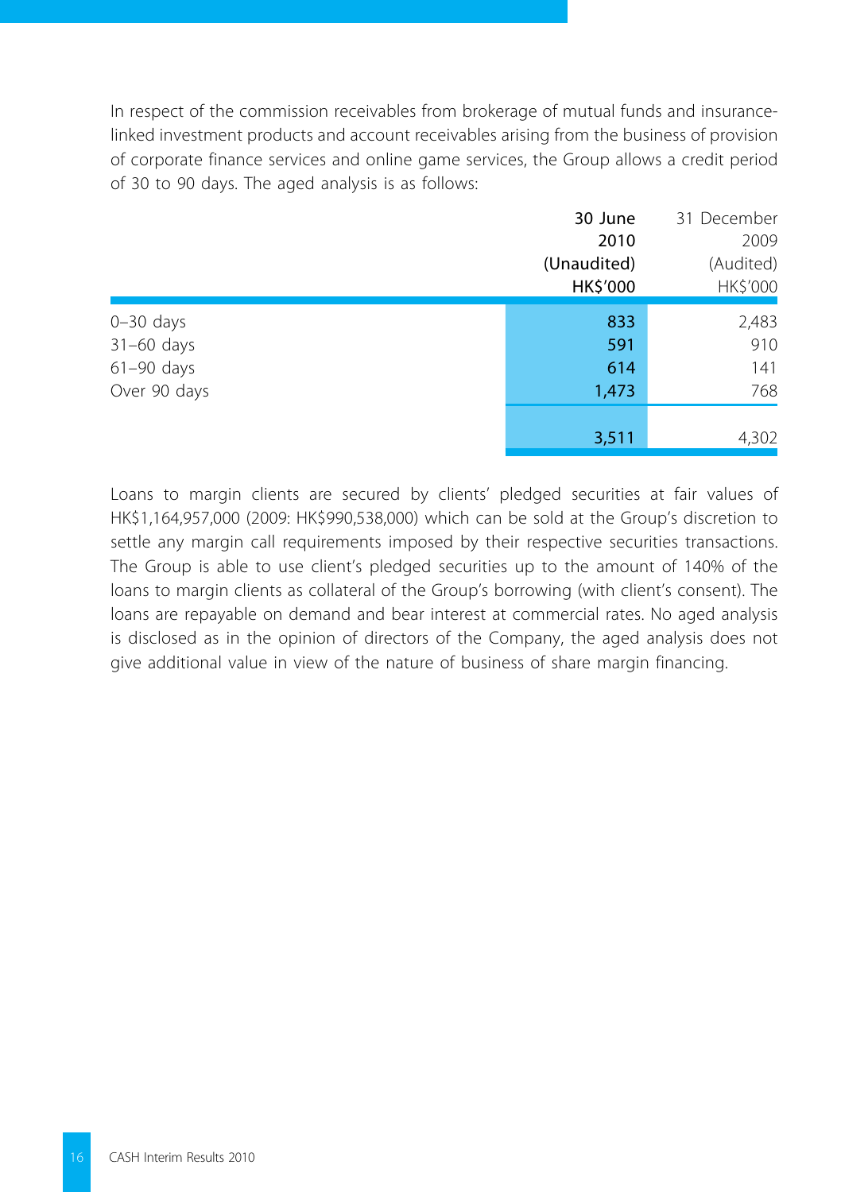In respect of the commission receivables from brokerage of mutual funds and insurance-linked investment products and account receivables arising from the business of provision of corporate finance services and online game services, the Group allows a credit period of 30 to 90 days. The aged analysis is as follows:

| | 30 June 2010 (Unaudited) HK$'000 | 31 December 2009 (Audited) HK$'000 |
|---|---|---|
| 0–30 days | 833 | 2,483 |
| 31–60 days | 591 | 910 |
| 61–90 days | 614 | 141 |
| Over 90 days | 1,473 | 768 |
| | 3,511 | 4,302 |

Loans to margin clients are secured by clients' pledged securities at fair values of HK$1,164,957,000 (2009: HK$990,538,000) which can be sold at the Group's discretion to settle any margin call requirements imposed by their respective securities transactions. The Group is able to use client's pledged securities up to the amount of 140% of the loans to margin clients as collateral of the Group's borrowing (with client's consent). The loans are repayable on demand and bear interest at commercial rates. No aged analysis is disclosed as in the opinion of directors of the Company, the aged analysis does not give additional value in view of the nature of business of share margin financing.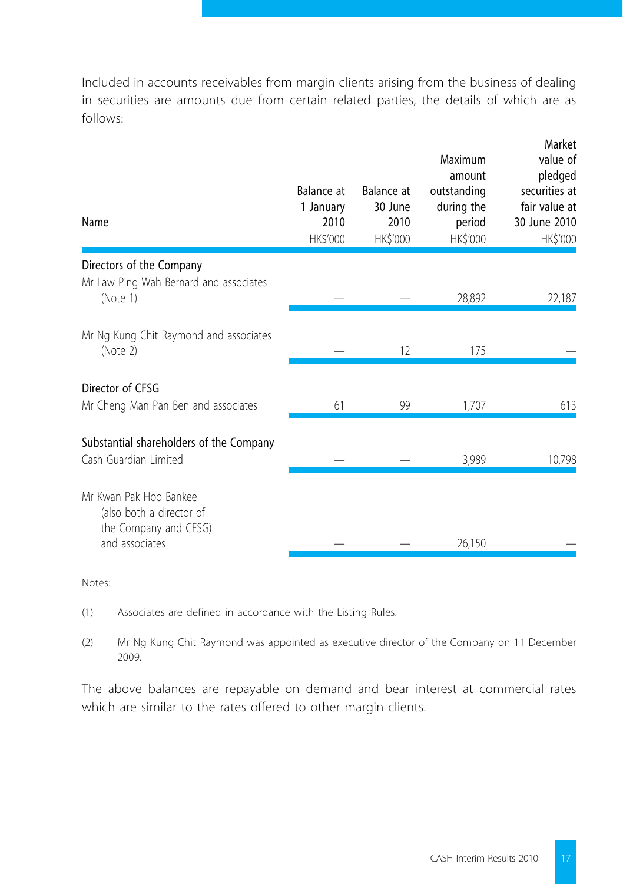Included in accounts receivables from margin clients arising from the business of dealing in securities are amounts due from certain related parties, the details of which are as follows:

| Name | Balance at 1 January 2010 HK$'000 | Balance at 30 June 2010 HK$'000 | Maximum amount outstanding during the period HK$'000 | Market value of pledged securities at fair value at 30 June 2010 HK$'000 |
|---|---|---|---|---|
| **Directors of the Company** | | | | |
| Mr Law Ping Wah Bernard and associates (Note 1) | — | — | 28,892 | 22,187 |
| Mr Ng Kung Chit Raymond and associates (Note 2) | — | 12 | 175 | — |
| **Director of CFSG** | | | | |
| Mr Cheng Man Pan Ben and associates | 61 | 99 | 1,707 | 613 |
| **Substantial shareholders of the Company** | | | | |
| Cash Guardian Limited | — | — | 3,989 | 10,798 |
| Mr Kwan Pak Hoo Bankee (also both a director of the Company and CFSG) and associates | — | — | 26,150 | — |

Notes:

(1) Associates are defined in accordance with the Listing Rules.

(2) Mr Ng Kung Chit Raymond was appointed as executive director of the Company on 11 December 2009.

The above balances are repayable on demand and bear interest at commercial rates which are similar to the rates offered to other margin clients.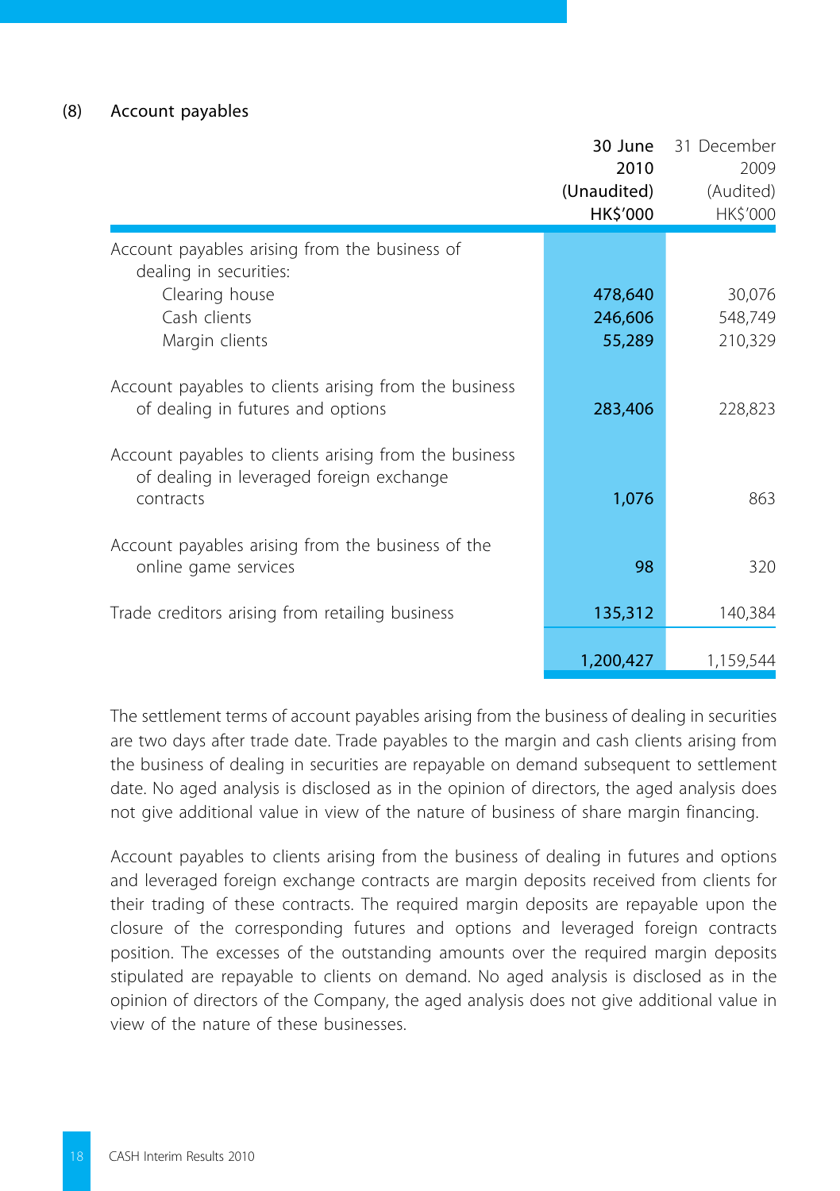### (8) Account payables

| | 30 June 2010 (Unaudited) HK$'000 | 31 December 2009 (Audited) HK$'000 |
|---|---|---|
| Account payables arising from the business of dealing in securities: | | |
| Clearing house | **478,640** | 30,076 |
| Cash clients | **246,606** | 548,749 |
| Margin clients | **55,289** | 210,329 |
| Account payables to clients arising from the business of dealing in futures and options | **283,406** | 228,823 |
| Account payables to clients arising from the business of dealing in leveraged foreign exchange contracts | **1,076** | 863 |
| Account payables arising from the business of the online game services | **98** | 320 |
| Trade creditors arising from retailing business | **135,312** | 140,384 |
| | **1,200,427** | 1,159,544 |

The settlement terms of account payables arising from the business of dealing in securities are two days after trade date. Trade payables to the margin and cash clients arising from the business of dealing in securities are repayable on demand subsequent to settlement date. No aged analysis is disclosed as in the opinion of directors, the aged analysis does not give additional value in view of the nature of business of share margin financing.

Account payables to clients arising from the business of dealing in futures and options and leveraged foreign exchange contracts are margin deposits received from clients for their trading of these contracts. The required margin deposits are repayable upon the closure of the corresponding futures and options and leveraged foreign contracts position. The excesses of the outstanding amounts over the required margin deposits stipulated are repayable to clients on demand. No aged analysis is disclosed as in the opinion of directors of the Company, the aged analysis does not give additional value in view of the nature of these businesses.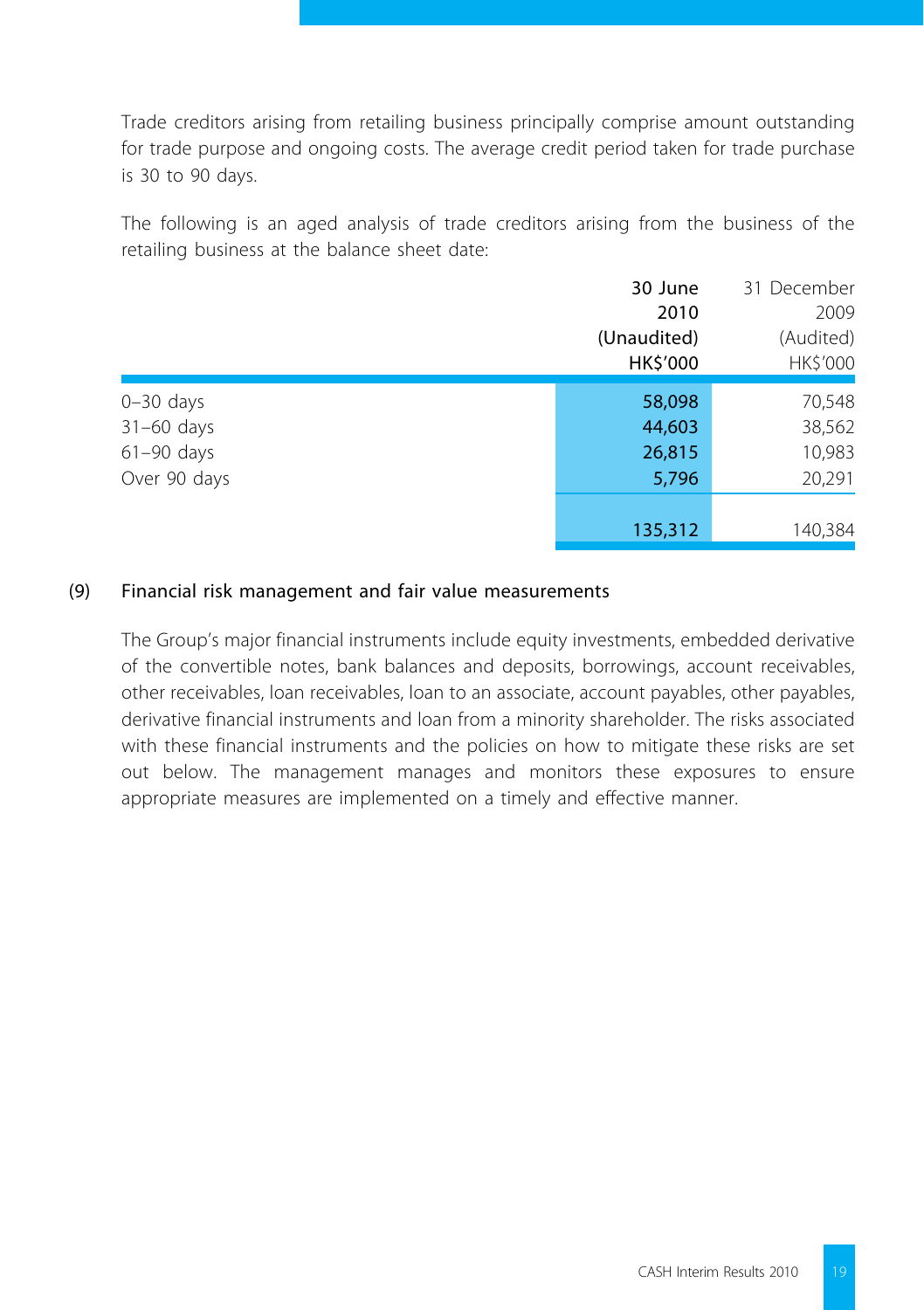Trade creditors arising from retailing business principally comprise amount outstanding for trade purpose and ongoing costs. The average credit period taken for trade purchase is 30 to 90 days.

The following is an aged analysis of trade creditors arising from the business of the retailing business at the balance sheet date:

| | 30 June 2010 (Unaudited) HK$'000 | 31 December 2009 (Audited) HK$'000 |
|---|---|---|
| 0–30 days | 58,098 | 70,548 |
| 31–60 days | 44,603 | 38,562 |
| 61–90 days | 26,815 | 10,983 |
| Over 90 days | 5,796 | 20,291 |
| | 135,312 | 140,384 |

## (9) Financial risk management and fair value measurements

The Group's major financial instruments include equity investments, embedded derivative of the convertible notes, bank balances and deposits, borrowings, account receivables, other receivables, loan receivables, loan to an associate, account payables, other payables, derivative financial instruments and loan from a minority shareholder. The risks associated with these financial instruments and the policies on how to mitigate these risks are set out below. The management manages and monitors these exposures to ensure appropriate measures are implemented on a timely and effective manner.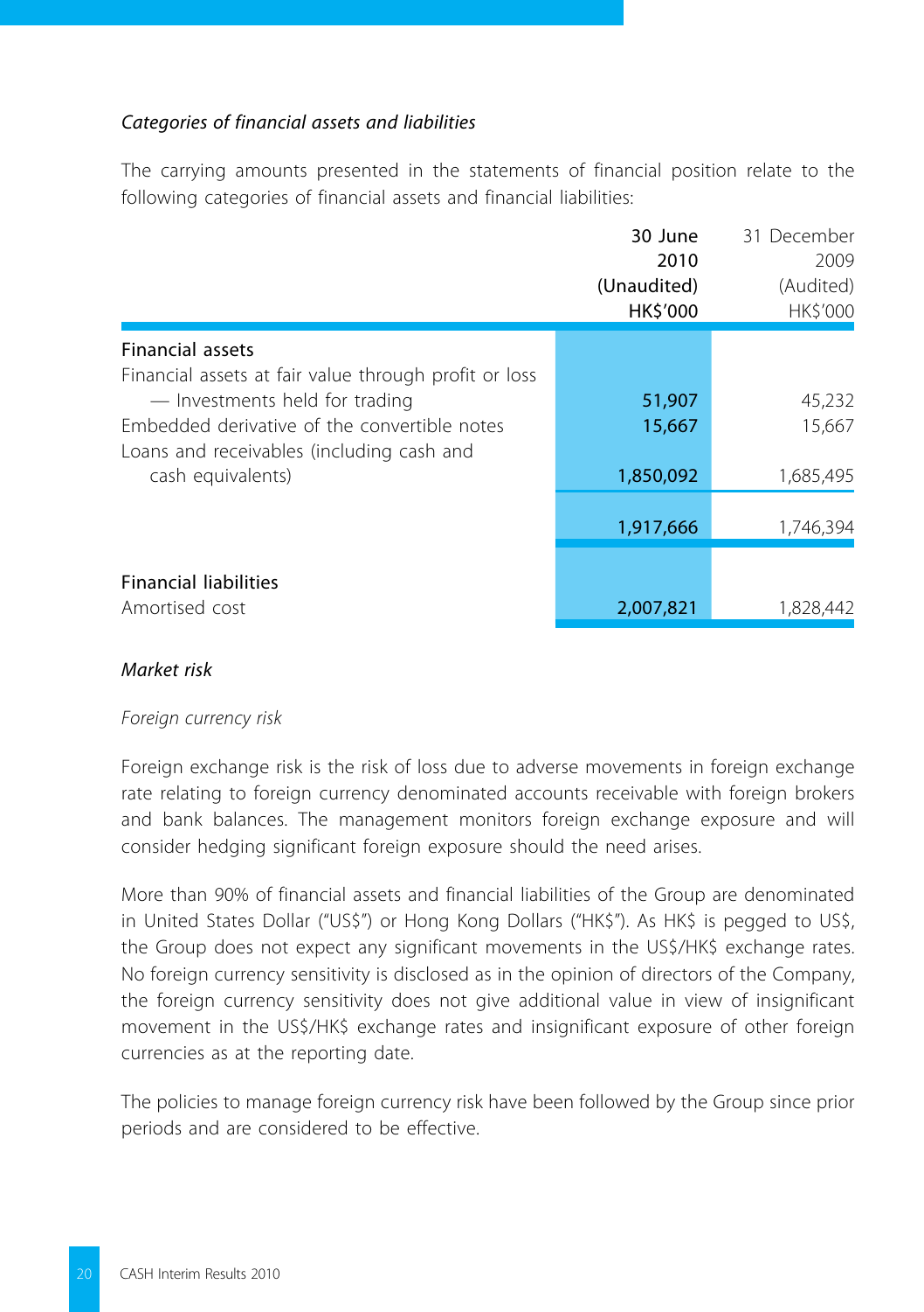*Categories of financial assets and liabilities*

The carrying amounts presented in the statements of financial position relate to the following categories of financial assets and financial liabilities:

| | 30 June 2010 (Unaudited) HK$'000 | 31 December 2009 (Audited) HK$'000 |
|---|---|---|
| **Financial assets** | | |
| Financial assets at fair value through profit or loss | | |
| — Investments held for trading | 51,907 | 45,232 |
| Embedded derivative of the convertible notes | 15,667 | 15,667 |
| Loans and receivables (including cash and cash equivalents) | 1,850,092 | 1,685,495 |
| | 1,917,666 | 1,746,394 |
| **Financial liabilities** | | |
| Amortised cost | 2,007,821 | 1,828,442 |

*Market risk*

*Foreign currency risk*

Foreign exchange risk is the risk of loss due to adverse movements in foreign exchange rate relating to foreign currency denominated accounts receivable with foreign brokers and bank balances. The management monitors foreign exchange exposure and will consider hedging significant foreign exposure should the need arises.

More than 90% of financial assets and financial liabilities of the Group are denominated in United States Dollar ("US$") or Hong Kong Dollars ("HK$"). As HK$ is pegged to US$, the Group does not expect any significant movements in the US$/HK$ exchange rates. No foreign currency sensitivity is disclosed as in the opinion of directors of the Company, the foreign currency sensitivity does not give additional value in view of insignificant movement in the US$/HK$ exchange rates and insignificant exposure of other foreign currencies as at the reporting date.

The policies to manage foreign currency risk have been followed by the Group since prior periods and are considered to be effective.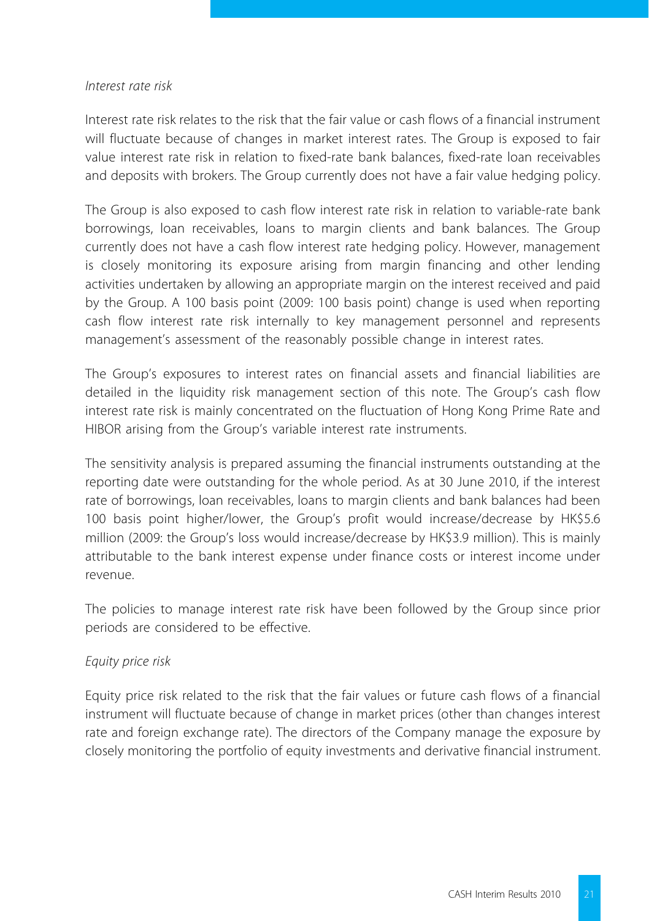*Interest rate risk*

Interest rate risk relates to the risk that the fair value or cash flows of a financial instrument will fluctuate because of changes in market interest rates. The Group is exposed to fair value interest rate risk in relation to fixed-rate bank balances, fixed-rate loan receivables and deposits with brokers. The Group currently does not have a fair value hedging policy.

The Group is also exposed to cash flow interest rate risk in relation to variable-rate bank borrowings, loan receivables, loans to margin clients and bank balances. The Group currently does not have a cash flow interest rate hedging policy. However, management is closely monitoring its exposure arising from margin financing and other lending activities undertaken by allowing an appropriate margin on the interest received and paid by the Group. A 100 basis point (2009: 100 basis point) change is used when reporting cash flow interest rate risk internally to key management personnel and represents management's assessment of the reasonably possible change in interest rates.

The Group's exposures to interest rates on financial assets and financial liabilities are detailed in the liquidity risk management section of this note. The Group's cash flow interest rate risk is mainly concentrated on the fluctuation of Hong Kong Prime Rate and HIBOR arising from the Group's variable interest rate instruments.

The sensitivity analysis is prepared assuming the financial instruments outstanding at the reporting date were outstanding for the whole period. As at 30 June 2010, if the interest rate of borrowings, loan receivables, loans to margin clients and bank balances had been 100 basis point higher/lower, the Group's profit would increase/decrease by HK$5.6 million (2009: the Group's loss would increase/decrease by HK$3.9 million). This is mainly attributable to the bank interest expense under finance costs or interest income under revenue.

The policies to manage interest rate risk have been followed by the Group since prior periods are considered to be effective.

*Equity price risk*

Equity price risk related to the risk that the fair values or future cash flows of a financial instrument will fluctuate because of change in market prices (other than changes interest rate and foreign exchange rate). The directors of the Company manage the exposure by closely monitoring the portfolio of equity investments and derivative financial instrument.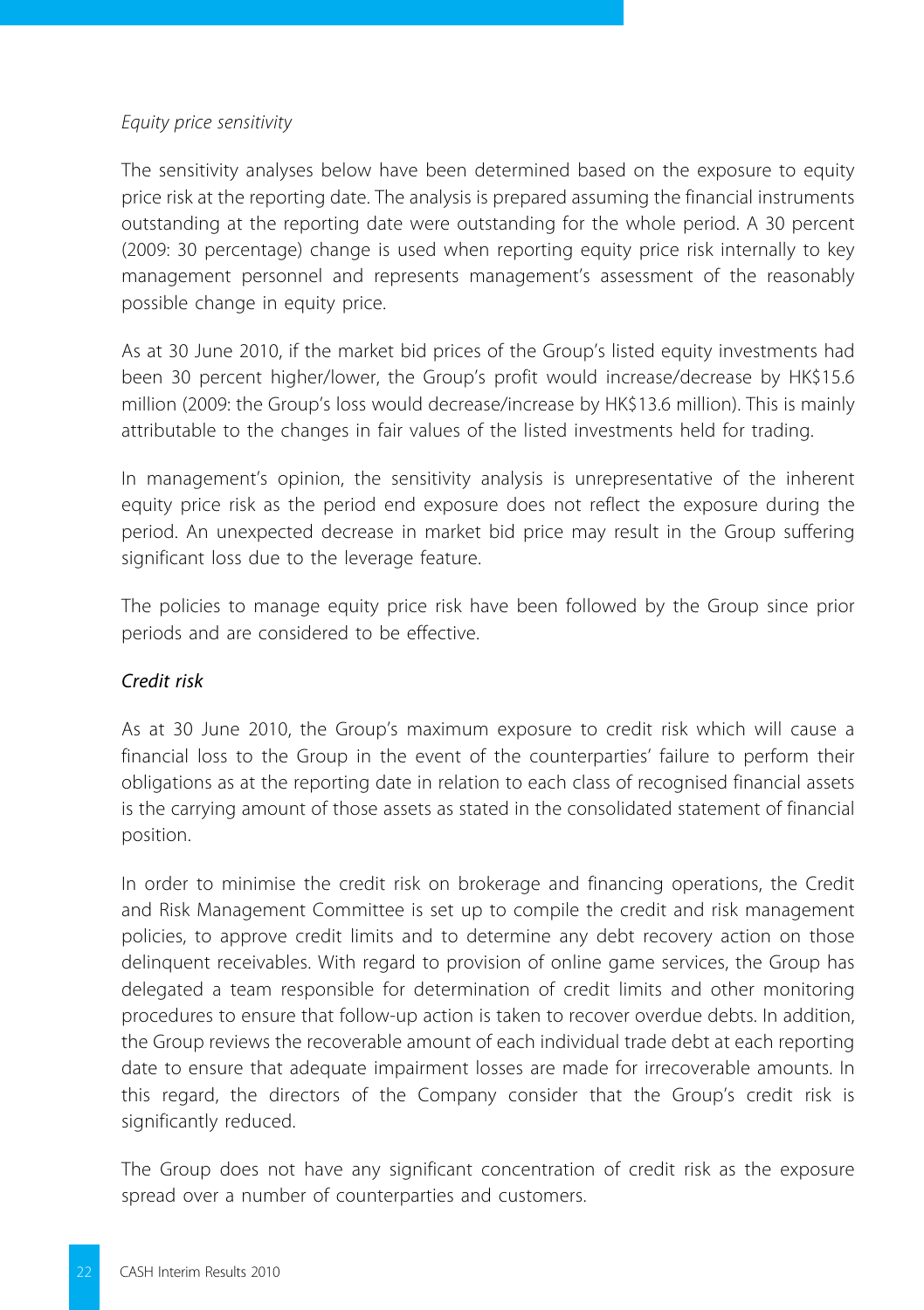*Equity price sensitivity*

The sensitivity analyses below have been determined based on the exposure to equity price risk at the reporting date. The analysis is prepared assuming the financial instruments outstanding at the reporting date were outstanding for the whole period. A 30 percent (2009: 30 percentage) change is used when reporting equity price risk internally to key management personnel and represents management's assessment of the reasonably possible change in equity price.

As at 30 June 2010, if the market bid prices of the Group's listed equity investments had been 30 percent higher/lower, the Group's profit would increase/decrease by HK$15.6 million (2009: the Group's loss would decrease/increase by HK$13.6 million). This is mainly attributable to the changes in fair values of the listed investments held for trading.

In management's opinion, the sensitivity analysis is unrepresentative of the inherent equity price risk as the period end exposure does not reflect the exposure during the period. An unexpected decrease in market bid price may result in the Group suffering significant loss due to the leverage feature.

The policies to manage equity price risk have been followed by the Group since prior periods and are considered to be effective.

*Credit risk*

As at 30 June 2010, the Group's maximum exposure to credit risk which will cause a financial loss to the Group in the event of the counterparties' failure to perform their obligations as at the reporting date in relation to each class of recognised financial assets is the carrying amount of those assets as stated in the consolidated statement of financial position.

In order to minimise the credit risk on brokerage and financing operations, the Credit and Risk Management Committee is set up to compile the credit and risk management policies, to approve credit limits and to determine any debt recovery action on those delinquent receivables. With regard to provision of online game services, the Group has delegated a team responsible for determination of credit limits and other monitoring procedures to ensure that follow-up action is taken to recover overdue debts. In addition, the Group reviews the recoverable amount of each individual trade debt at each reporting date to ensure that adequate impairment losses are made for irrecoverable amounts. In this regard, the directors of the Company consider that the Group's credit risk is significantly reduced.

The Group does not have any significant concentration of credit risk as the exposure spread over a number of counterparties and customers.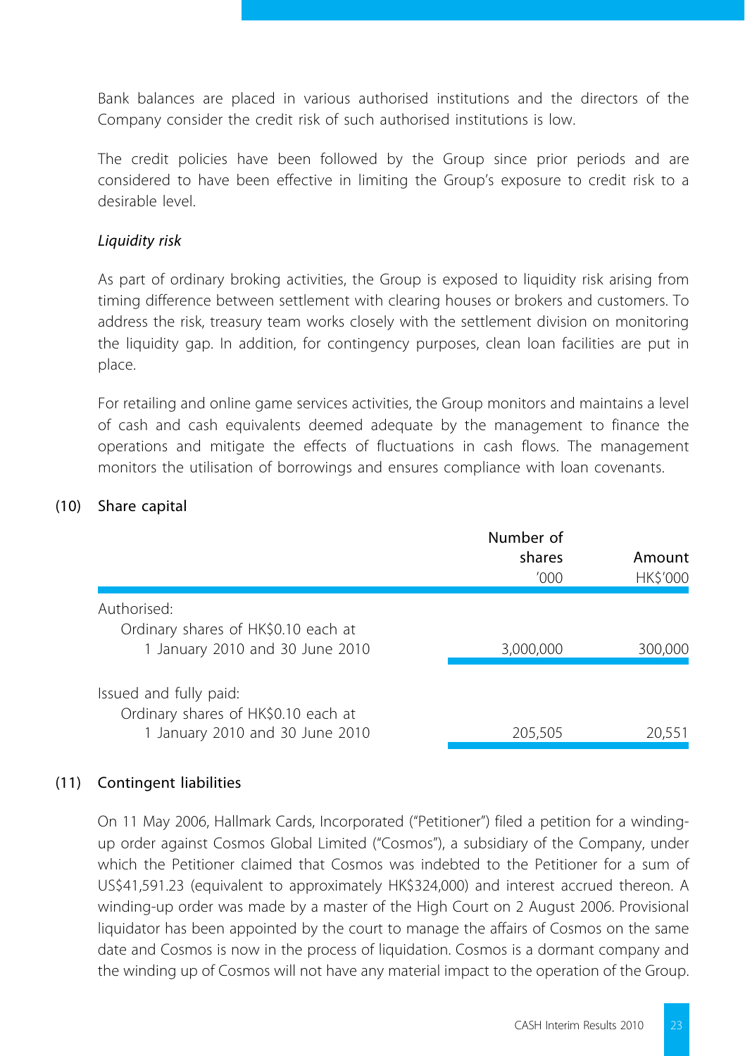Bank balances are placed in various authorised institutions and the directors of the Company consider the credit risk of such authorised institutions is low.

The credit policies have been followed by the Group since prior periods and are considered to have been effective in limiting the Group's exposure to credit risk to a desirable level.

*Liquidity risk*

As part of ordinary broking activities, the Group is exposed to liquidity risk arising from timing difference between settlement with clearing houses or brokers and customers. To address the risk, treasury team works closely with the settlement division on monitoring the liquidity gap. In addition, for contingency purposes, clean loan facilities are put in place.

For retailing and online game services activities, the Group monitors and maintains a level of cash and cash equivalents deemed adequate by the management to finance the operations and mitigate the effects of fluctuations in cash flows. The management monitors the utilisation of borrowings and ensures compliance with loan covenants.

## (10) Share capital

| | Number of shares '000 | Amount HK$'000 |
|---|---|---|
| Authorised: | | |
| Ordinary shares of HK$0.10 each at 1 January 2010 and 30 June 2010 | 3,000,000 | 300,000 |
| Issued and fully paid: | | |
| Ordinary shares of HK$0.10 each at 1 January 2010 and 30 June 2010 | 205,505 | 20,551 |

## (11) Contingent liabilities

On 11 May 2006, Hallmark Cards, Incorporated ("Petitioner") filed a petition for a winding-up order against Cosmos Global Limited ("Cosmos"), a subsidiary of the Company, under which the Petitioner claimed that Cosmos was indebted to the Petitioner for a sum of US$41,591.23 (equivalent to approximately HK$324,000) and interest accrued thereon. A winding-up order was made by a master of the High Court on 2 August 2006. Provisional liquidator has been appointed by the court to manage the affairs of Cosmos on the same date and Cosmos is now in the process of liquidation. Cosmos is a dormant company and the winding up of Cosmos will not have any material impact to the operation of the Group.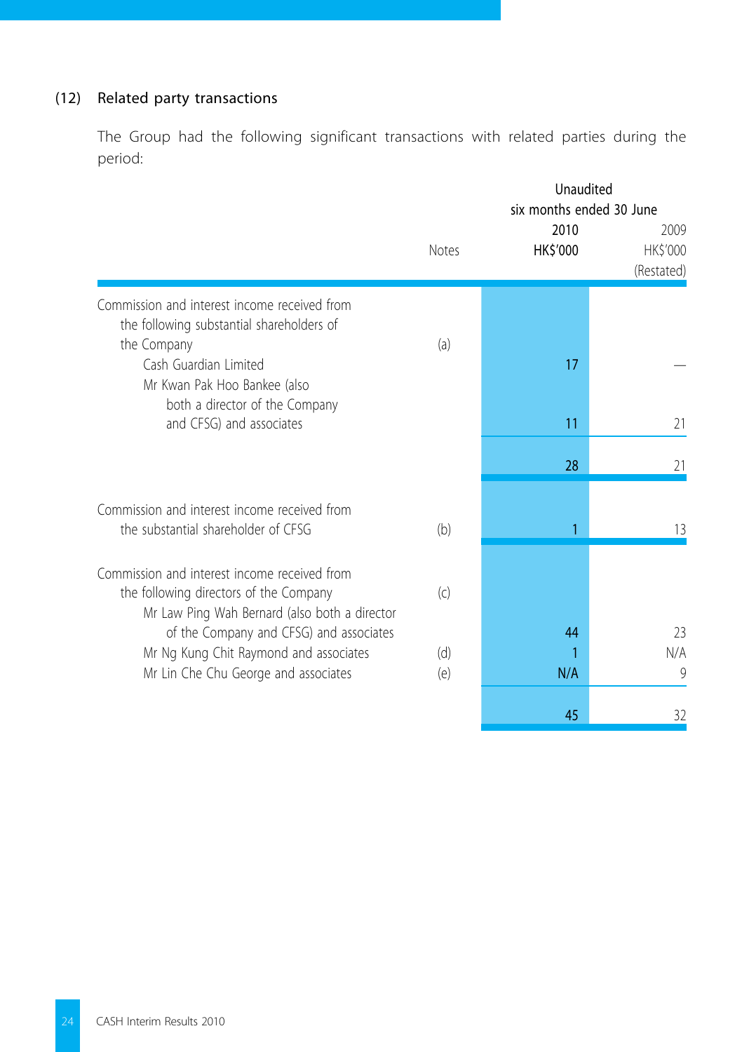## (12) Related party transactions

The Group had the following significant transactions with related parties during the period:

| | Notes | Unaudited six months ended 30 June 2010 HK$'000 | 2009 HK$'000 (Restated) |
|---|---|---|---|
| Commission and interest income received from the following substantial shareholders of the Company | (a) | | |
| Cash Guardian Limited | | 17 | — |
| Mr Kwan Pak Hoo Bankee (also both a director of the Company and CFSG) and associates | | 11 | 21 |
| | | 28 | 21 |
| Commission and interest income received from the substantial shareholder of CFSG | (b) | 1 | 13 |
| Commission and interest income received from the following directors of the Company | (c) | | |
| Mr Law Ping Wah Bernard (also both a director of the Company and CFSG) and associates | | 44 | 23 |
| Mr Ng Kung Chit Raymond and associates | (d) | 1 | N/A |
| Mr Lin Che Chu George and associates | (e) | N/A | 9 |
| | | 45 | 32 |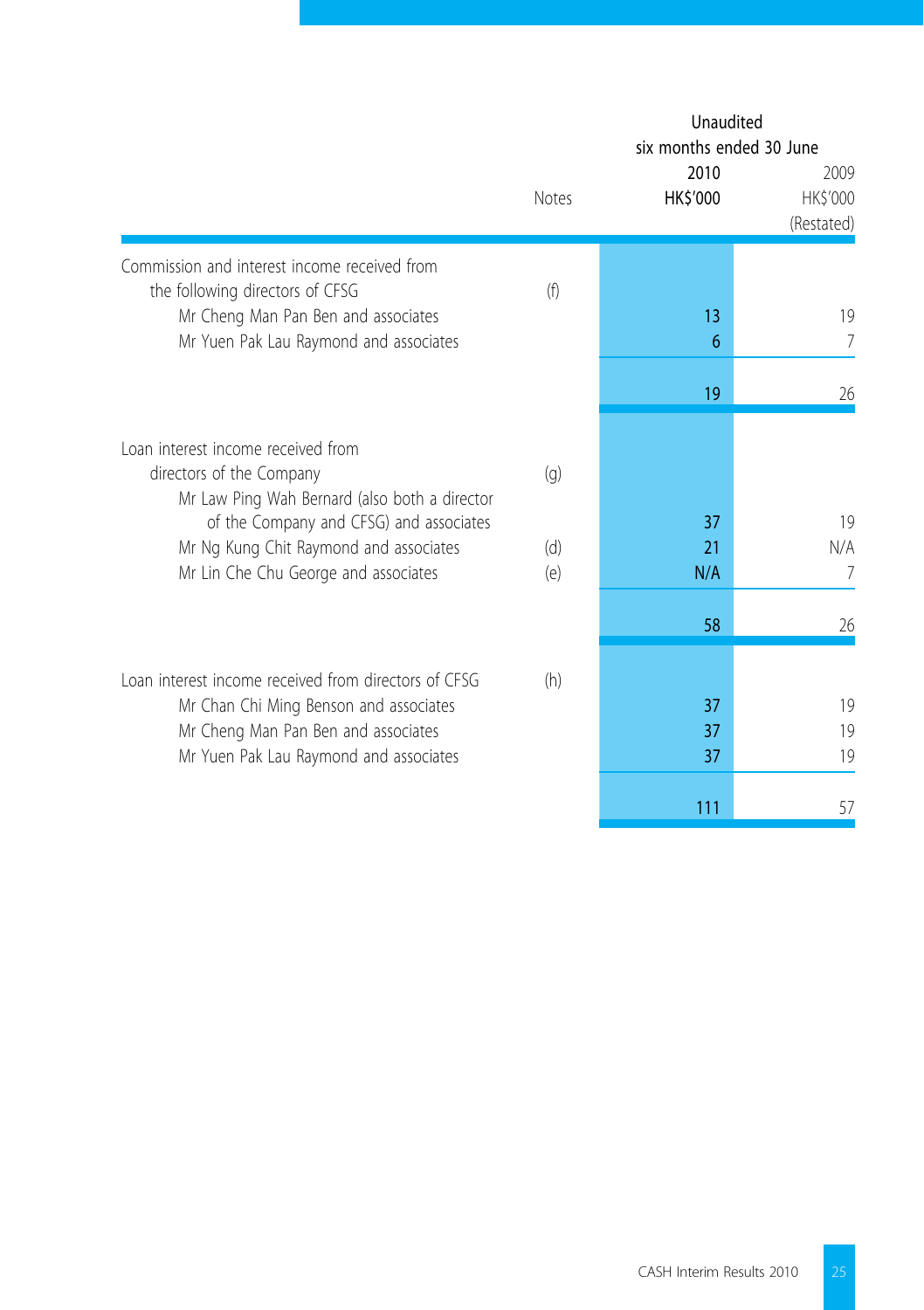| | Notes | Unaudited six months ended 30 June 2010 HK$'000 | 2009 HK$'000 (Restated) |
|---|---|---|---|
| Commission and interest income received from the following directors of CFSG | (f) | | |
| Mr Cheng Man Pan Ben and associates | | 13 | 19 |
| Mr Yuen Pak Lau Raymond and associates | | 6 | 7 |
| | | 19 | 26 |
| Loan interest income received from directors of the Company | (g) | | |
| Mr Law Ping Wah Bernard (also both a director of the Company and CFSG) and associates | | 37 | 19 |
| Mr Ng Kung Chit Raymond and associates | (d) | 21 | N/A |
| Mr Lin Che Chu George and associates | (e) | N/A | 7 |
| | | 58 | 26 |
| Loan interest income received from directors of CFSG | (h) | | |
| Mr Chan Chi Ming Benson and associates | | 37 | 19 |
| Mr Cheng Man Pan Ben and associates | | 37 | 19 |
| Mr Yuen Pak Lau Raymond and associates | | 37 | 19 |
| | | 111 | 57 |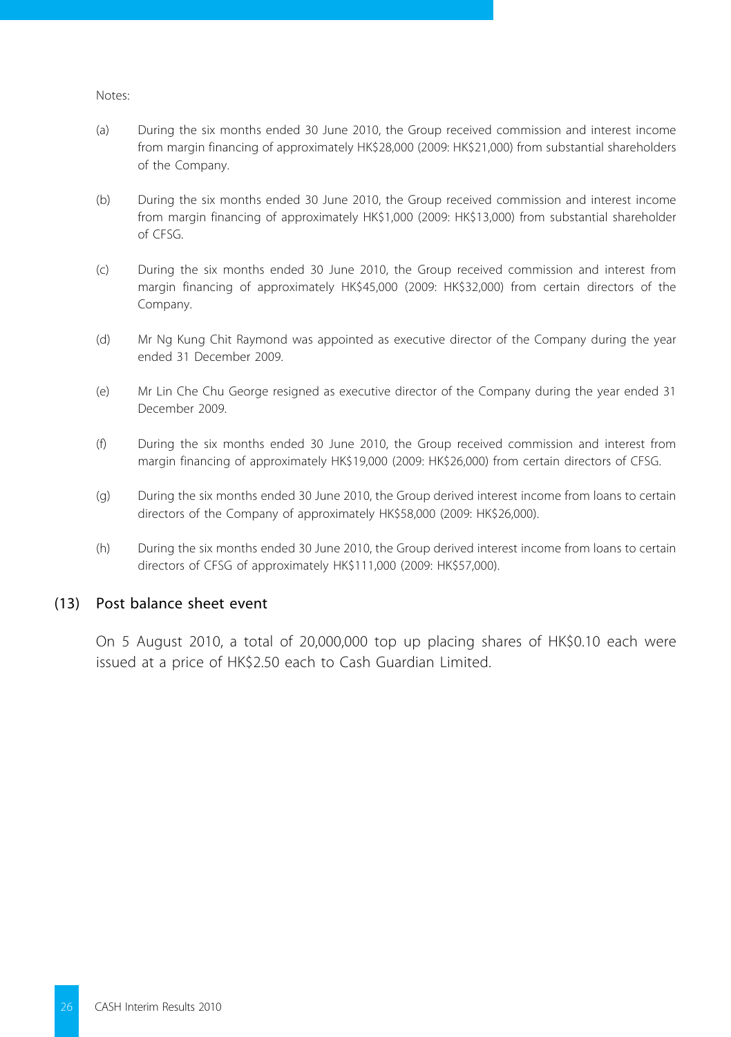Notes:

(a) During the six months ended 30 June 2010, the Group received commission and interest income from margin financing of approximately HK$28,000 (2009: HK$21,000) from substantial shareholders of the Company.

(b) During the six months ended 30 June 2010, the Group received commission and interest income from margin financing of approximately HK$1,000 (2009: HK$13,000) from substantial shareholder of CFSG.

(c) During the six months ended 30 June 2010, the Group received commission and interest from margin financing of approximately HK$45,000 (2009: HK$32,000) from certain directors of the Company.

(d) Mr Ng Kung Chit Raymond was appointed as executive director of the Company during the year ended 31 December 2009.

(e) Mr Lin Che Chu George resigned as executive director of the Company during the year ended 31 December 2009.

(f) During the six months ended 30 June 2010, the Group received commission and interest from margin financing of approximately HK$19,000 (2009: HK$26,000) from certain directors of CFSG.

(g) During the six months ended 30 June 2010, the Group derived interest income from loans to certain directors of the Company of approximately HK$58,000 (2009: HK$26,000).

(h) During the six months ended 30 June 2010, the Group derived interest income from loans to certain directors of CFSG of approximately HK$111,000 (2009: HK$57,000).

## (13) Post balance sheet event

On 5 August 2010, a total of 20,000,000 top up placing shares of HK$0.10 each were issued at a price of HK$2.50 each to Cash Guardian Limited.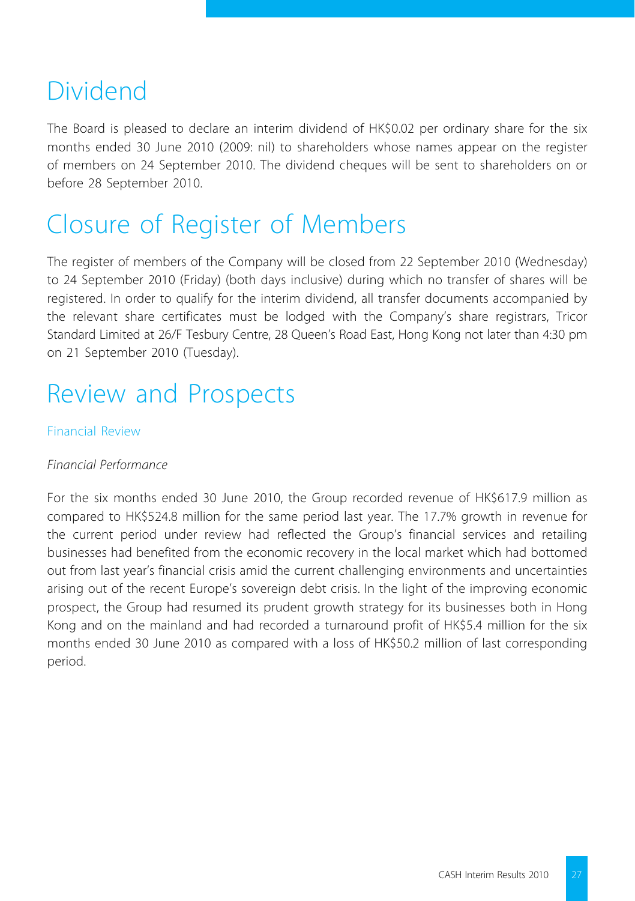# Dividend

The Board is pleased to declare an interim dividend of HK$0.02 per ordinary share for the six months ended 30 June 2010 (2009: nil) to shareholders whose names appear on the register of members on 24 September 2010. The dividend cheques will be sent to shareholders on or before 28 September 2010.

# Closure of Register of Members

The register of members of the Company will be closed from 22 September 2010 (Wednesday) to 24 September 2010 (Friday) (both days inclusive) during which no transfer of shares will be registered. In order to qualify for the interim dividend, all transfer documents accompanied by the relevant share certificates must be lodged with the Company's share registrars, Tricor Standard Limited at 26/F Tesbury Centre, 28 Queen's Road East, Hong Kong not later than 4:30 pm on 21 September 2010 (Tuesday).

# Review and Prospects

## Financial Review

*Financial Performance*

For the six months ended 30 June 2010, the Group recorded revenue of HK$617.9 million as compared to HK$524.8 million for the same period last year. The 17.7% growth in revenue for the current period under review had reflected the Group's financial services and retailing businesses had benefited from the economic recovery in the local market which had bottomed out from last year's financial crisis amid the current challenging environments and uncertainties arising out of the recent Europe's sovereign debt crisis. In the light of the improving economic prospect, the Group had resumed its prudent growth strategy for its businesses both in Hong Kong and on the mainland and had recorded a turnaround profit of HK$5.4 million for the six months ended 30 June 2010 as compared with a loss of HK$50.2 million of last corresponding period.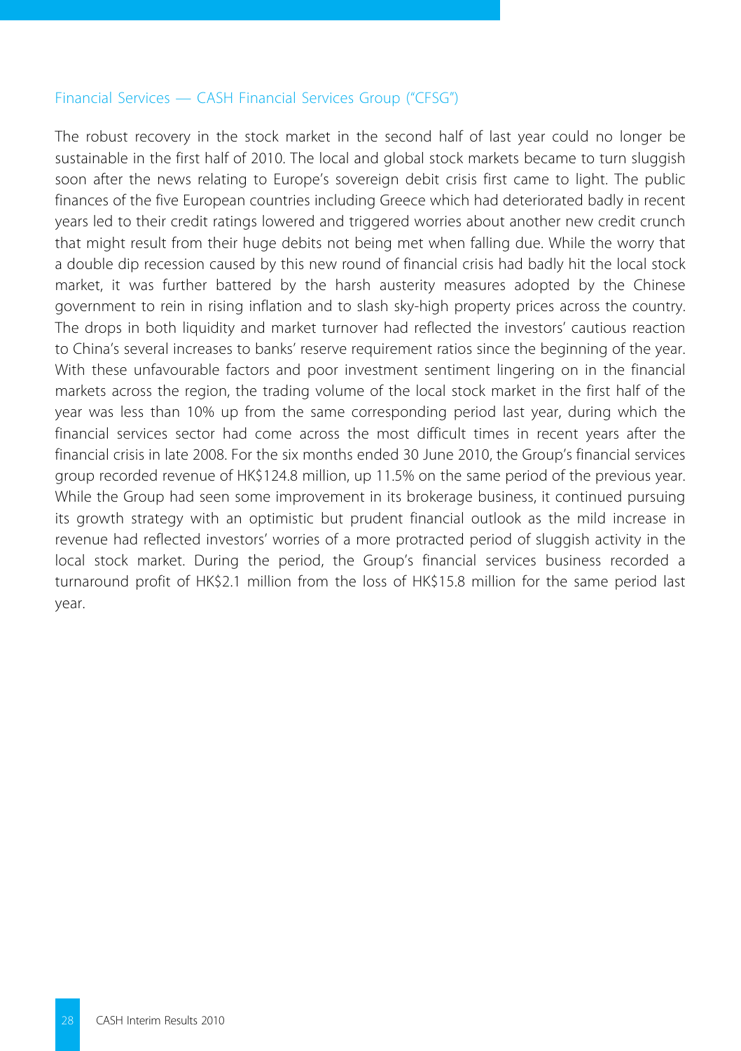### Financial Services — CASH Financial Services Group ("CFSG")

The robust recovery in the stock market in the second half of last year could no longer be sustainable in the first half of 2010. The local and global stock markets became to turn sluggish soon after the news relating to Europe's sovereign debit crisis first came to light. The public finances of the five European countries including Greece which had deteriorated badly in recent years led to their credit ratings lowered and triggered worries about another new credit crunch that might result from their huge debits not being met when falling due. While the worry that a double dip recession caused by this new round of financial crisis had badly hit the local stock market, it was further battered by the harsh austerity measures adopted by the Chinese government to rein in rising inflation and to slash sky-high property prices across the country. The drops in both liquidity and market turnover had reflected the investors' cautious reaction to China's several increases to banks' reserve requirement ratios since the beginning of the year. With these unfavourable factors and poor investment sentiment lingering on in the financial markets across the region, the trading volume of the local stock market in the first half of the year was less than 10% up from the same corresponding period last year, during which the financial services sector had come across the most difficult times in recent years after the financial crisis in late 2008. For the six months ended 30 June 2010, the Group's financial services group recorded revenue of HK$124.8 million, up 11.5% on the same period of the previous year. While the Group had seen some improvement in its brokerage business, it continued pursuing its growth strategy with an optimistic but prudent financial outlook as the mild increase in revenue had reflected investors' worries of a more protracted period of sluggish activity in the local stock market. During the period, the Group's financial services business recorded a turnaround profit of HK$2.1 million from the loss of HK$15.8 million for the same period last year.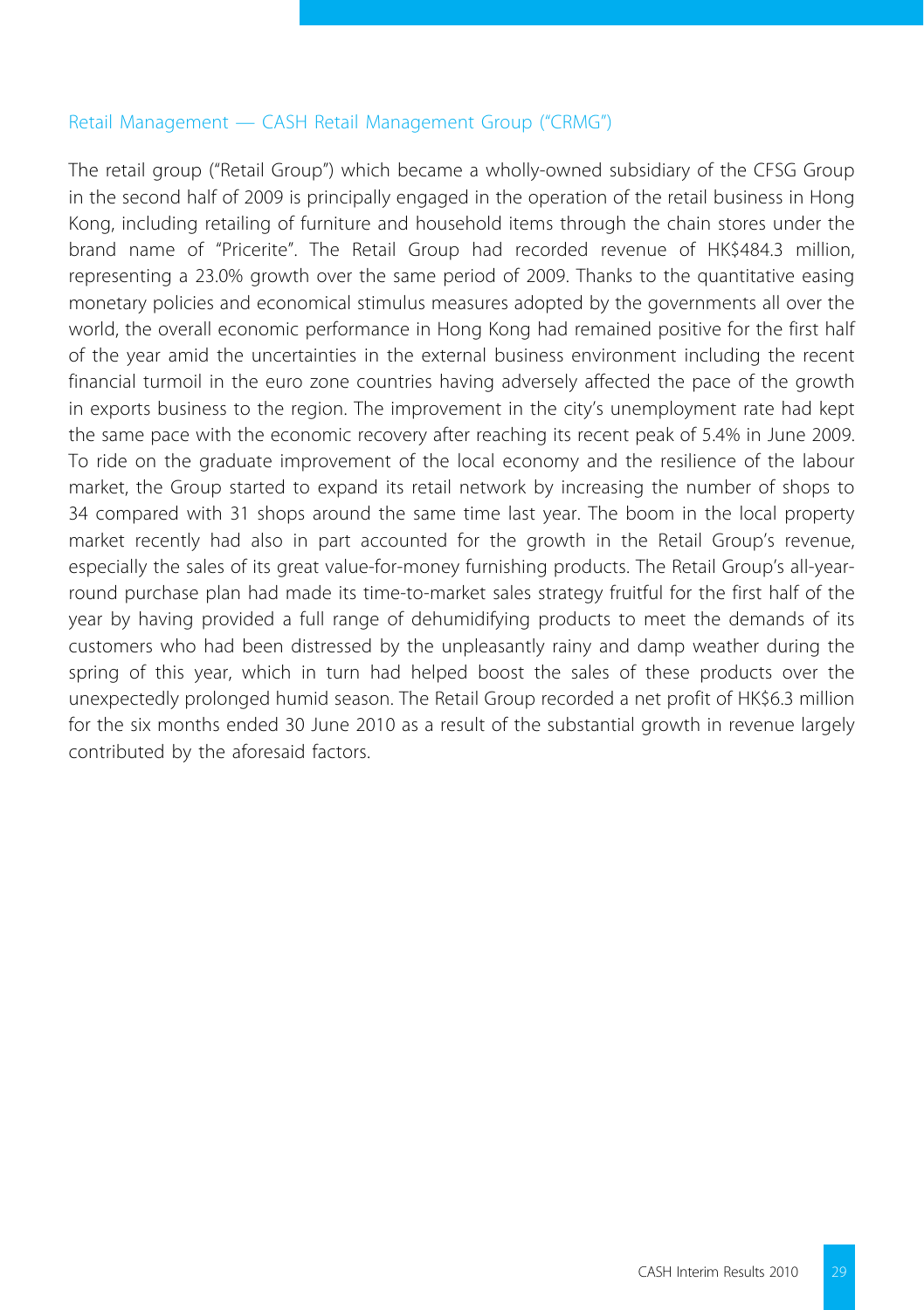### Retail Management — CASH Retail Management Group ("CRMG")

The retail group ("Retail Group") which became a wholly-owned subsidiary of the CFSG Group in the second half of 2009 is principally engaged in the operation of the retail business in Hong Kong, including retailing of furniture and household items through the chain stores under the brand name of "Pricerite". The Retail Group had recorded revenue of HK$484.3 million, representing a 23.0% growth over the same period of 2009. Thanks to the quantitative easing monetary policies and economical stimulus measures adopted by the governments all over the world, the overall economic performance in Hong Kong had remained positive for the first half of the year amid the uncertainties in the external business environment including the recent financial turmoil in the euro zone countries having adversely affected the pace of the growth in exports business to the region. The improvement in the city's unemployment rate had kept the same pace with the economic recovery after reaching its recent peak of 5.4% in June 2009. To ride on the graduate improvement of the local economy and the resilience of the labour market, the Group started to expand its retail network by increasing the number of shops to 34 compared with 31 shops around the same time last year. The boom in the local property market recently had also in part accounted for the growth in the Retail Group's revenue, especially the sales of its great value-for-money furnishing products. The Retail Group's all-year-round purchase plan had made its time-to-market sales strategy fruitful for the first half of the year by having provided a full range of dehumidifying products to meet the demands of its customers who had been distressed by the unpleasantly rainy and damp weather during the spring of this year, which in turn had helped boost the sales of these products over the unexpectedly prolonged humid season. The Retail Group recorded a net profit of HK$6.3 million for the six months ended 30 June 2010 as a result of the substantial growth in revenue largely contributed by the aforesaid factors.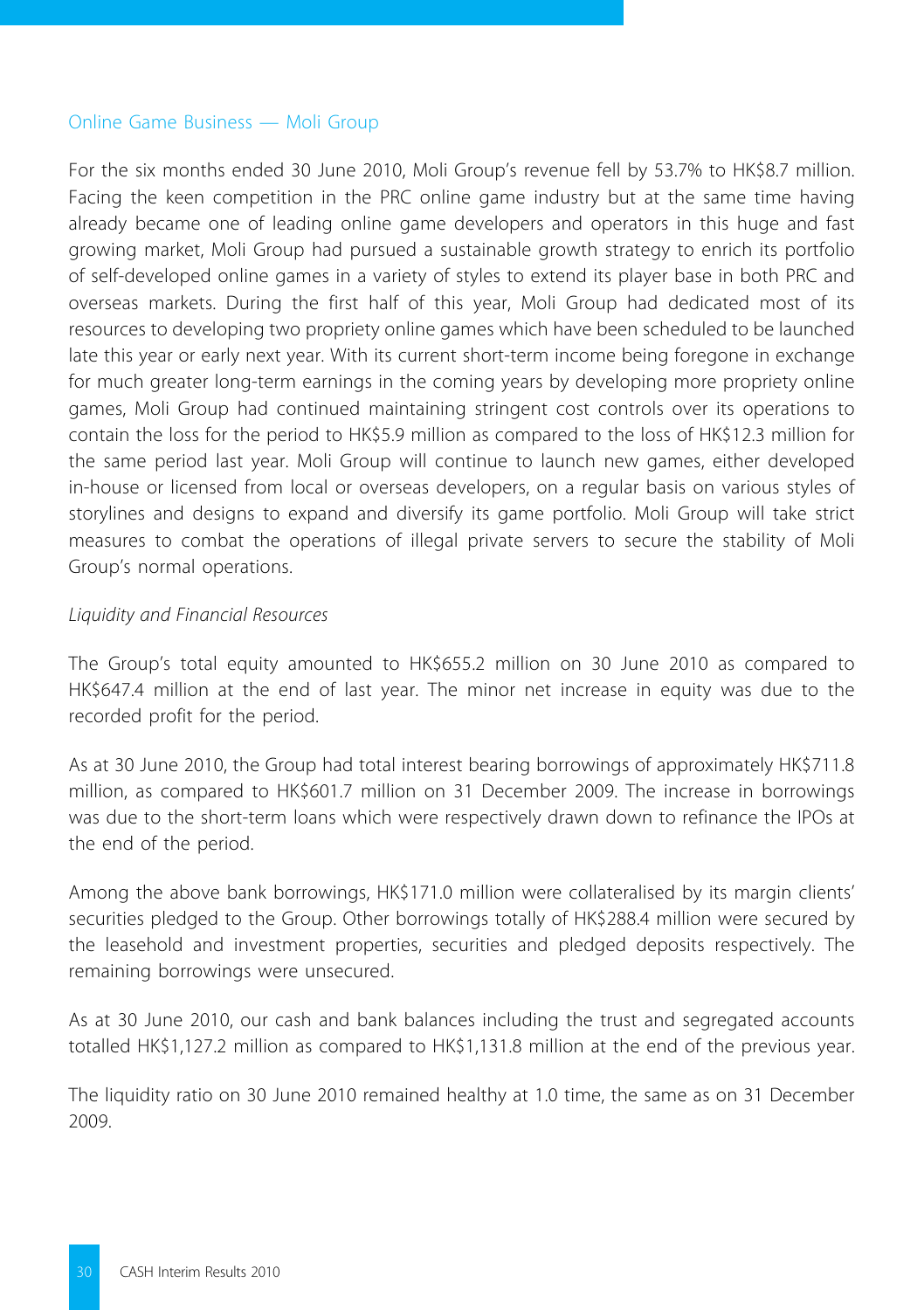## Online Game Business — Moli Group

For the six months ended 30 June 2010, Moli Group's revenue fell by 53.7% to HK$8.7 million. Facing the keen competition in the PRC online game industry but at the same time having already became one of leading online game developers and operators in this huge and fast growing market, Moli Group had pursued a sustainable growth strategy to enrich its portfolio of self-developed online games in a variety of styles to extend its player base in both PRC and overseas markets. During the first half of this year, Moli Group had dedicated most of its resources to developing two propriety online games which have been scheduled to be launched late this year or early next year. With its current short-term income being foregone in exchange for much greater long-term earnings in the coming years by developing more propriety online games, Moli Group had continued maintaining stringent cost controls over its operations to contain the loss for the period to HK$5.9 million as compared to the loss of HK$12.3 million for the same period last year. Moli Group will continue to launch new games, either developed in-house or licensed from local or overseas developers, on a regular basis on various styles of storylines and designs to expand and diversify its game portfolio. Moli Group will take strict measures to combat the operations of illegal private servers to secure the stability of Moli Group's normal operations.

*Liquidity and Financial Resources*

The Group's total equity amounted to HK$655.2 million on 30 June 2010 as compared to HK$647.4 million at the end of last year. The minor net increase in equity was due to the recorded profit for the period.

As at 30 June 2010, the Group had total interest bearing borrowings of approximately HK$711.8 million, as compared to HK$601.7 million on 31 December 2009. The increase in borrowings was due to the short-term loans which were respectively drawn down to refinance the IPOs at the end of the period.

Among the above bank borrowings, HK$171.0 million were collateralised by its margin clients' securities pledged to the Group. Other borrowings totally of HK$288.4 million were secured by the leasehold and investment properties, securities and pledged deposits respectively. The remaining borrowings were unsecured.

As at 30 June 2010, our cash and bank balances including the trust and segregated accounts totalled HK$1,127.2 million as compared to HK$1,131.8 million at the end of the previous year.

The liquidity ratio on 30 June 2010 remained healthy at 1.0 time, the same as on 31 December 2009.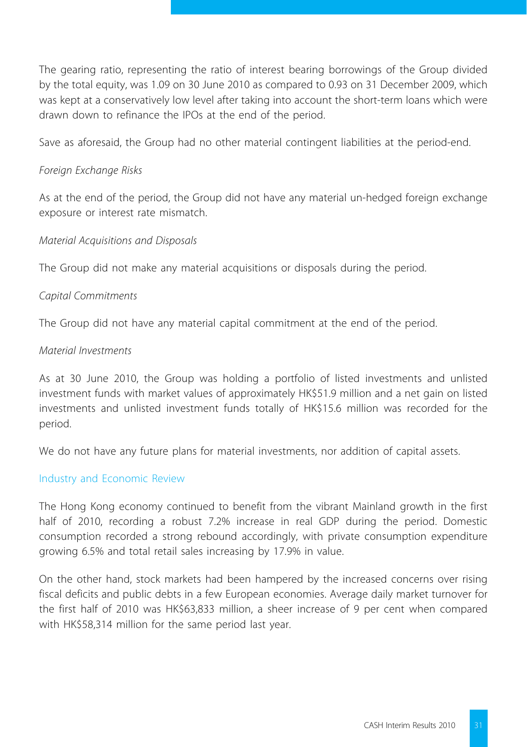The gearing ratio, representing the ratio of interest bearing borrowings of the Group divided by the total equity, was 1.09 on 30 June 2010 as compared to 0.93 on 31 December 2009, which was kept at a conservatively low level after taking into account the short-term loans which were drawn down to refinance the IPOs at the end of the period.

Save as aforesaid, the Group had no other material contingent liabilities at the period-end.

*Foreign Exchange Risks*

As at the end of the period, the Group did not have any material un-hedged foreign exchange exposure or interest rate mismatch.

*Material Acquisitions and Disposals*

The Group did not make any material acquisitions or disposals during the period.

*Capital Commitments*

The Group did not have any material capital commitment at the end of the period.

*Material Investments*

As at 30 June 2010, the Group was holding a portfolio of listed investments and unlisted investment funds with market values of approximately HK$51.9 million and a net gain on listed investments and unlisted investment funds totally of HK$15.6 million was recorded for the period.

We do not have any future plans for material investments, nor addition of capital assets.

## Industry and Economic Review

The Hong Kong economy continued to benefit from the vibrant Mainland growth in the first half of 2010, recording a robust 7.2% increase in real GDP during the period. Domestic consumption recorded a strong rebound accordingly, with private consumption expenditure growing 6.5% and total retail sales increasing by 17.9% in value.

On the other hand, stock markets had been hampered by the increased concerns over rising fiscal deficits and public debts in a few European economies. Average daily market turnover for the first half of 2010 was HK$63,833 million, a sheer increase of 9 per cent when compared with HK$58,314 million for the same period last year.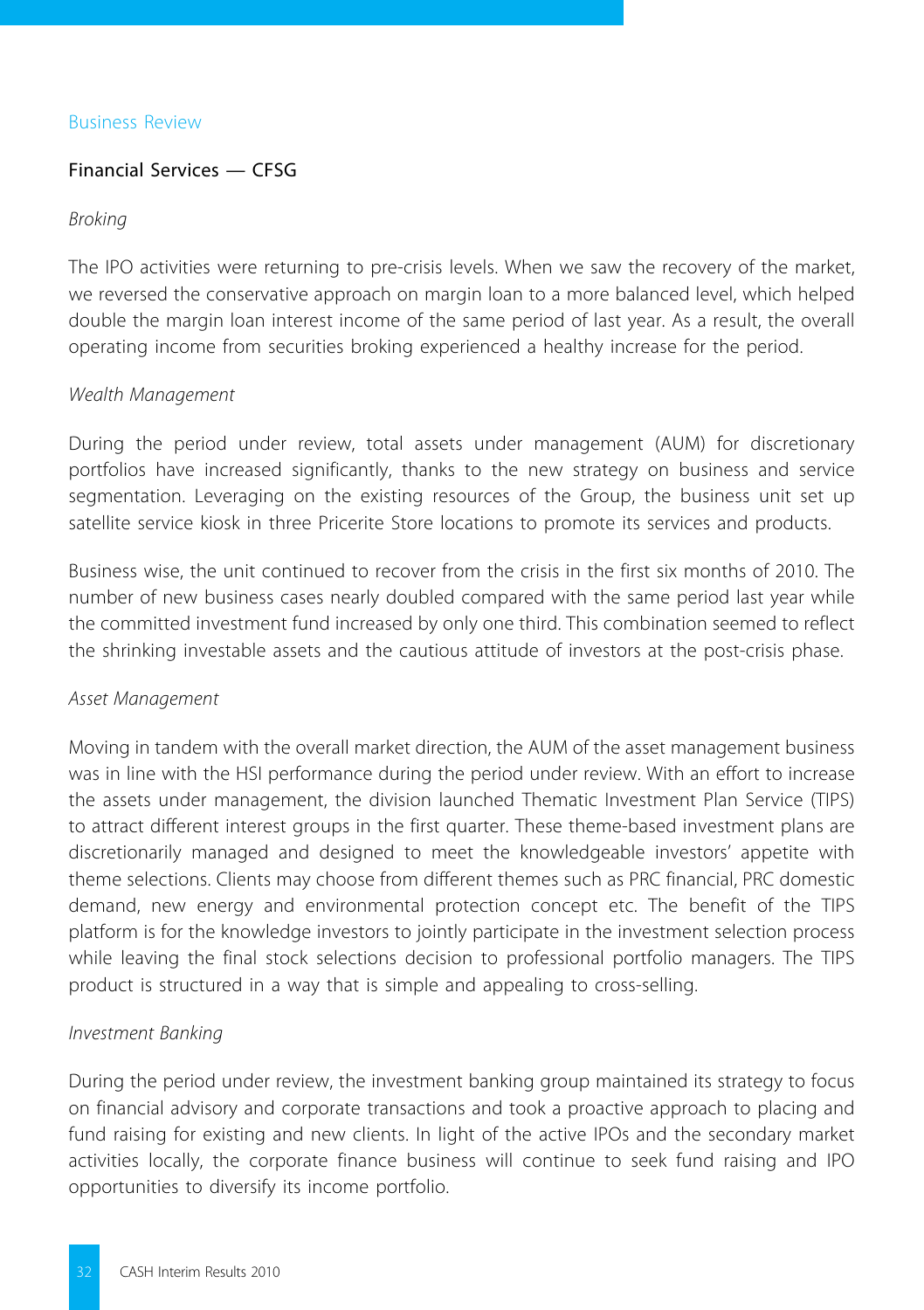## Business Review

### Financial Services — CFSG

*Broking*

The IPO activities were returning to pre-crisis levels. When we saw the recovery of the market, we reversed the conservative approach on margin loan to a more balanced level, which helped double the margin loan interest income of the same period of last year. As a result, the overall operating income from securities broking experienced a healthy increase for the period.

*Wealth Management*

During the period under review, total assets under management (AUM) for discretionary portfolios have increased significantly, thanks to the new strategy on business and service segmentation. Leveraging on the existing resources of the Group, the business unit set up satellite service kiosk in three Pricerite Store locations to promote its services and products.

Business wise, the unit continued to recover from the crisis in the first six months of 2010. The number of new business cases nearly doubled compared with the same period last year while the committed investment fund increased by only one third. This combination seemed to reflect the shrinking investable assets and the cautious attitude of investors at the post-crisis phase.

*Asset Management*

Moving in tandem with the overall market direction, the AUM of the asset management business was in line with the HSI performance during the period under review. With an effort to increase the assets under management, the division launched Thematic Investment Plan Service (TIPS) to attract different interest groups in the first quarter. These theme-based investment plans are discretionarily managed and designed to meet the knowledgeable investors' appetite with theme selections. Clients may choose from different themes such as PRC financial, PRC domestic demand, new energy and environmental protection concept etc. The benefit of the TIPS platform is for the knowledge investors to jointly participate in the investment selection process while leaving the final stock selections decision to professional portfolio managers. The TIPS product is structured in a way that is simple and appealing to cross-selling.

*Investment Banking*

During the period under review, the investment banking group maintained its strategy to focus on financial advisory and corporate transactions and took a proactive approach to placing and fund raising for existing and new clients. In light of the active IPOs and the secondary market activities locally, the corporate finance business will continue to seek fund raising and IPO opportunities to diversify its income portfolio.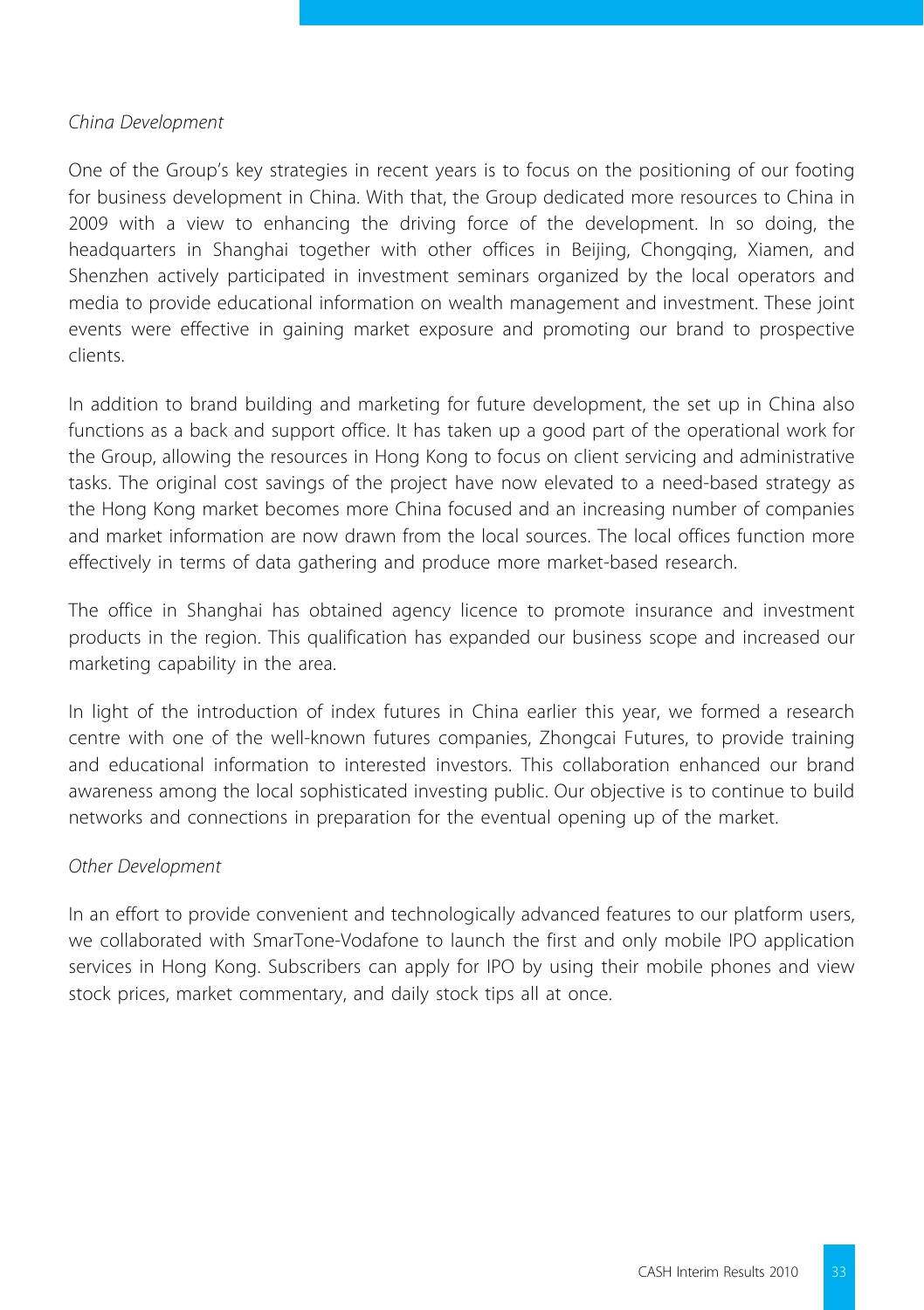*China Development*

One of the Group's key strategies in recent years is to focus on the positioning of our footing for business development in China. With that, the Group dedicated more resources to China in 2009 with a view to enhancing the driving force of the development. In so doing, the headquarters in Shanghai together with other offices in Beijing, Chongqing, Xiamen, and Shenzhen actively participated in investment seminars organized by the local operators and media to provide educational information on wealth management and investment. These joint events were effective in gaining market exposure and promoting our brand to prospective clients.

In addition to brand building and marketing for future development, the set up in China also functions as a back and support office. It has taken up a good part of the operational work for the Group, allowing the resources in Hong Kong to focus on client servicing and administrative tasks. The original cost savings of the project have now elevated to a need-based strategy as the Hong Kong market becomes more China focused and an increasing number of companies and market information are now drawn from the local sources. The local offices function more effectively in terms of data gathering and produce more market-based research.

The office in Shanghai has obtained agency licence to promote insurance and investment products in the region. This qualification has expanded our business scope and increased our marketing capability in the area.

In light of the introduction of index futures in China earlier this year, we formed a research centre with one of the well-known futures companies, Zhongcai Futures, to provide training and educational information to interested investors. This collaboration enhanced our brand awareness among the local sophisticated investing public. Our objective is to continue to build networks and connections in preparation for the eventual opening up of the market.

*Other Development*

In an effort to provide convenient and technologically advanced features to our platform users, we collaborated with SmarTone-Vodafone to launch the first and only mobile IPO application services in Hong Kong. Subscribers can apply for IPO by using their mobile phones and view stock prices, market commentary, and daily stock tips all at once.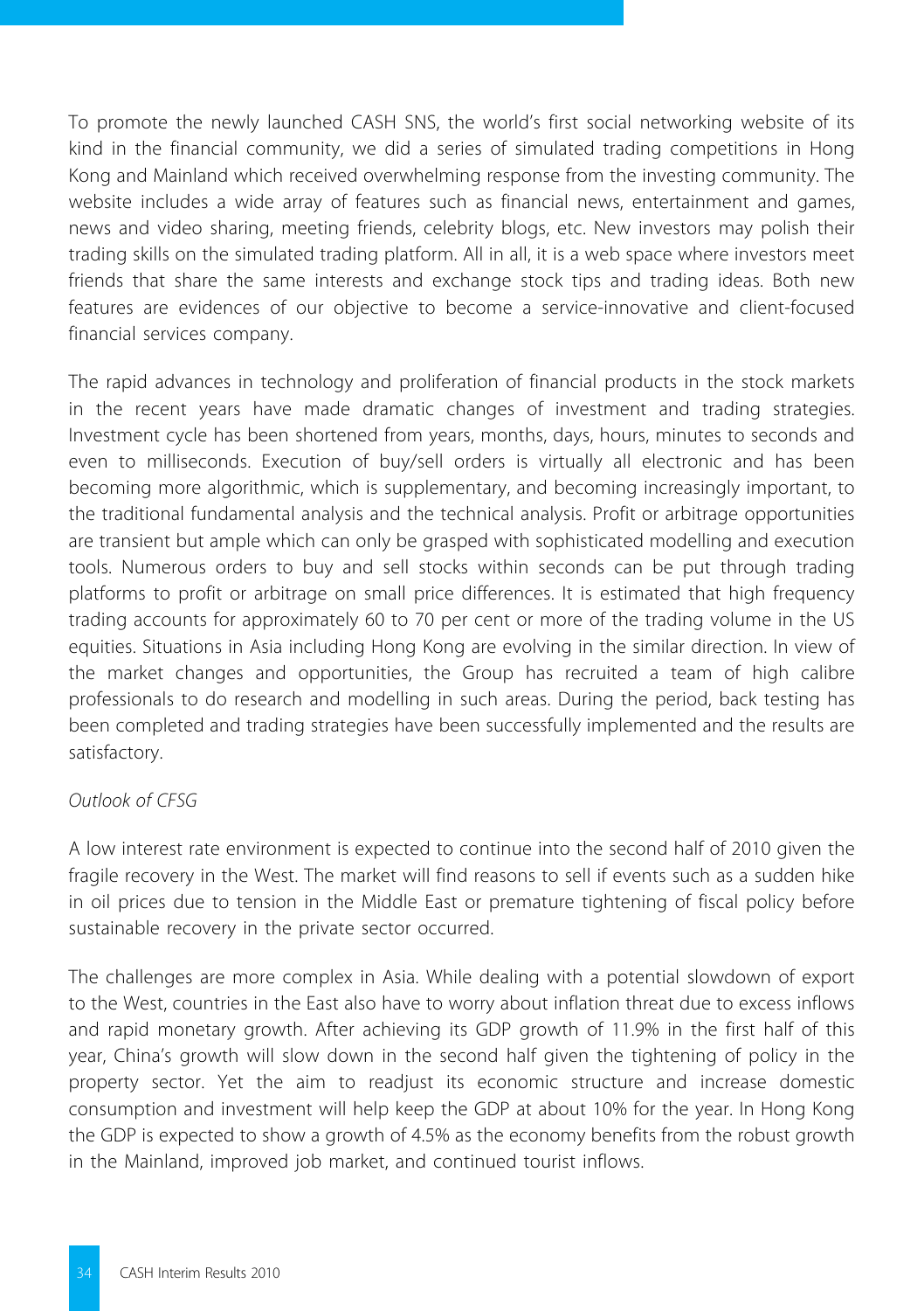To promote the newly launched CASH SNS, the world's first social networking website of its kind in the financial community, we did a series of simulated trading competitions in Hong Kong and Mainland which received overwhelming response from the investing community. The website includes a wide array of features such as financial news, entertainment and games, news and video sharing, meeting friends, celebrity blogs, etc. New investors may polish their trading skills on the simulated trading platform. All in all, it is a web space where investors meet friends that share the same interests and exchange stock tips and trading ideas. Both new features are evidences of our objective to become a service-innovative and client-focused financial services company.

The rapid advances in technology and proliferation of financial products in the stock markets in the recent years have made dramatic changes of investment and trading strategies. Investment cycle has been shortened from years, months, days, hours, minutes to seconds and even to milliseconds. Execution of buy/sell orders is virtually all electronic and has been becoming more algorithmic, which is supplementary, and becoming increasingly important, to the traditional fundamental analysis and the technical analysis. Profit or arbitrage opportunities are transient but ample which can only be grasped with sophisticated modelling and execution tools. Numerous orders to buy and sell stocks within seconds can be put through trading platforms to profit or arbitrage on small price differences. It is estimated that high frequency trading accounts for approximately 60 to 70 per cent or more of the trading volume in the US equities. Situations in Asia including Hong Kong are evolving in the similar direction. In view of the market changes and opportunities, the Group has recruited a team of high calibre professionals to do research and modelling in such areas. During the period, back testing has been completed and trading strategies have been successfully implemented and the results are satisfactory.

*Outlook of CFSG*

A low interest rate environment is expected to continue into the second half of 2010 given the fragile recovery in the West. The market will find reasons to sell if events such as a sudden hike in oil prices due to tension in the Middle East or premature tightening of fiscal policy before sustainable recovery in the private sector occurred.

The challenges are more complex in Asia. While dealing with a potential slowdown of export to the West, countries in the East also have to worry about inflation threat due to excess inflows and rapid monetary growth. After achieving its GDP growth of 11.9% in the first half of this year, China's growth will slow down in the second half given the tightening of policy in the property sector. Yet the aim to readjust its economic structure and increase domestic consumption and investment will help keep the GDP at about 10% for the year. In Hong Kong the GDP is expected to show a growth of 4.5% as the economy benefits from the robust growth in the Mainland, improved job market, and continued tourist inflows.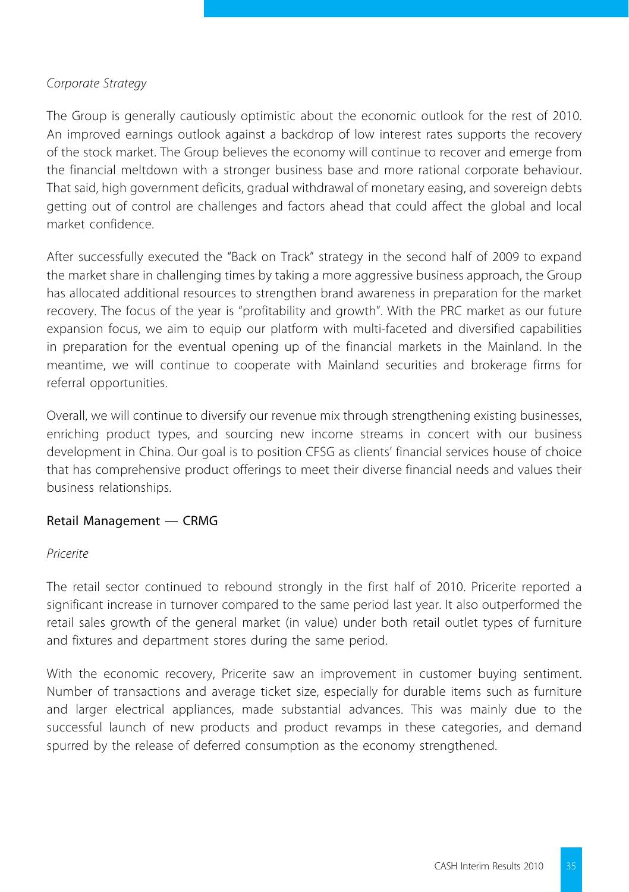*Corporate Strategy*

The Group is generally cautiously optimistic about the economic outlook for the rest of 2010. An improved earnings outlook against a backdrop of low interest rates supports the recovery of the stock market. The Group believes the economy will continue to recover and emerge from the financial meltdown with a stronger business base and more rational corporate behaviour. That said, high government deficits, gradual withdrawal of monetary easing, and sovereign debts getting out of control are challenges and factors ahead that could affect the global and local market confidence.

After successfully executed the "Back on Track" strategy in the second half of 2009 to expand the market share in challenging times by taking a more aggressive business approach, the Group has allocated additional resources to strengthen brand awareness in preparation for the market recovery. The focus of the year is "profitability and growth". With the PRC market as our future expansion focus, we aim to equip our platform with multi-faceted and diversified capabilities in preparation for the eventual opening up of the financial markets in the Mainland. In the meantime, we will continue to cooperate with Mainland securities and brokerage firms for referral opportunities.

Overall, we will continue to diversify our revenue mix through strengthening existing businesses, enriching product types, and sourcing new income streams in concert with our business development in China. Our goal is to position CFSG as clients' financial services house of choice that has comprehensive product offerings to meet their diverse financial needs and values their business relationships.

## Retail Management — CRMG

*Pricerite*

The retail sector continued to rebound strongly in the first half of 2010. Pricerite reported a significant increase in turnover compared to the same period last year. It also outperformed the retail sales growth of the general market (in value) under both retail outlet types of furniture and fixtures and department stores during the same period.

With the economic recovery, Pricerite saw an improvement in customer buying sentiment. Number of transactions and average ticket size, especially for durable items such as furniture and larger electrical appliances, made substantial advances. This was mainly due to the successful launch of new products and product revamps in these categories, and demand spurred by the release of deferred consumption as the economy strengthened.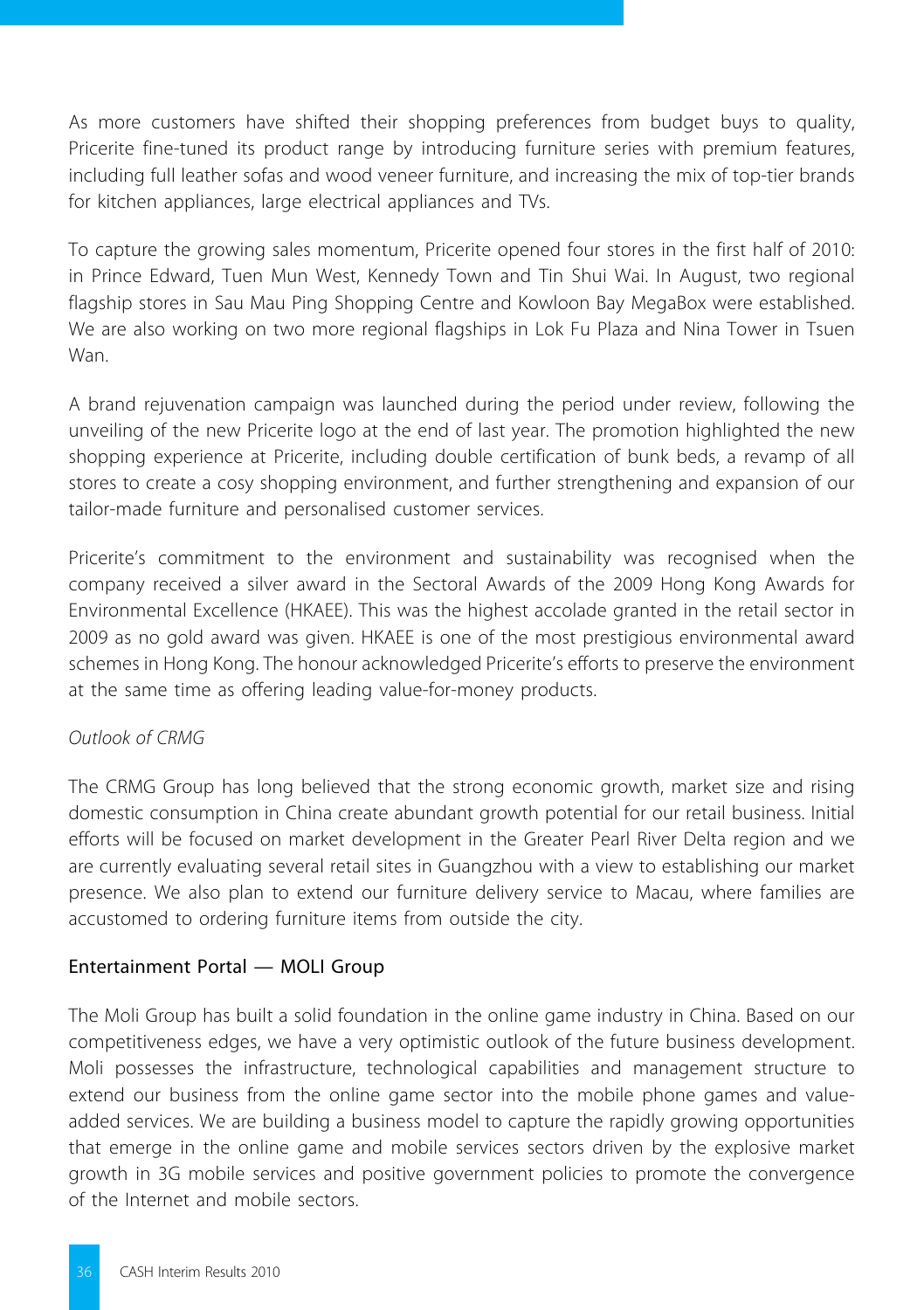As more customers have shifted their shopping preferences from budget buys to quality, Pricerite fine-tuned its product range by introducing furniture series with premium features, including full leather sofas and wood veneer furniture, and increasing the mix of top-tier brands for kitchen appliances, large electrical appliances and TVs.

To capture the growing sales momentum, Pricerite opened four stores in the first half of 2010: in Prince Edward, Tuen Mun West, Kennedy Town and Tin Shui Wai. In August, two regional flagship stores in Sau Mau Ping Shopping Centre and Kowloon Bay MegaBox were established. We are also working on two more regional flagships in Lok Fu Plaza and Nina Tower in Tsuen Wan.

A brand rejuvenation campaign was launched during the period under review, following the unveiling of the new Pricerite logo at the end of last year. The promotion highlighted the new shopping experience at Pricerite, including double certification of bunk beds, a revamp of all stores to create a cosy shopping environment, and further strengthening and expansion of our tailor-made furniture and personalised customer services.

Pricerite's commitment to the environment and sustainability was recognised when the company received a silver award in the Sectoral Awards of the 2009 Hong Kong Awards for Environmental Excellence (HKAEE). This was the highest accolade granted in the retail sector in 2009 as no gold award was given. HKAEE is one of the most prestigious environmental award schemes in Hong Kong. The honour acknowledged Pricerite's efforts to preserve the environment at the same time as offering leading value-for-money products.

*Outlook of CRMG*

The CRMG Group has long believed that the strong economic growth, market size and rising domestic consumption in China create abundant growth potential for our retail business. Initial efforts will be focused on market development in the Greater Pearl River Delta region and we are currently evaluating several retail sites in Guangzhou with a view to establishing our market presence. We also plan to extend our furniture delivery service to Macau, where families are accustomed to ordering furniture items from outside the city.

### Entertainment Portal — MOLI Group

The Moli Group has built a solid foundation in the online game industry in China. Based on our competitiveness edges, we have a very optimistic outlook of the future business development. Moli possesses the infrastructure, technological capabilities and management structure to extend our business from the online game sector into the mobile phone games and value-added services. We are building a business model to capture the rapidly growing opportunities that emerge in the online game and mobile services sectors driven by the explosive market growth in 3G mobile services and positive government policies to promote the convergence of the Internet and mobile sectors.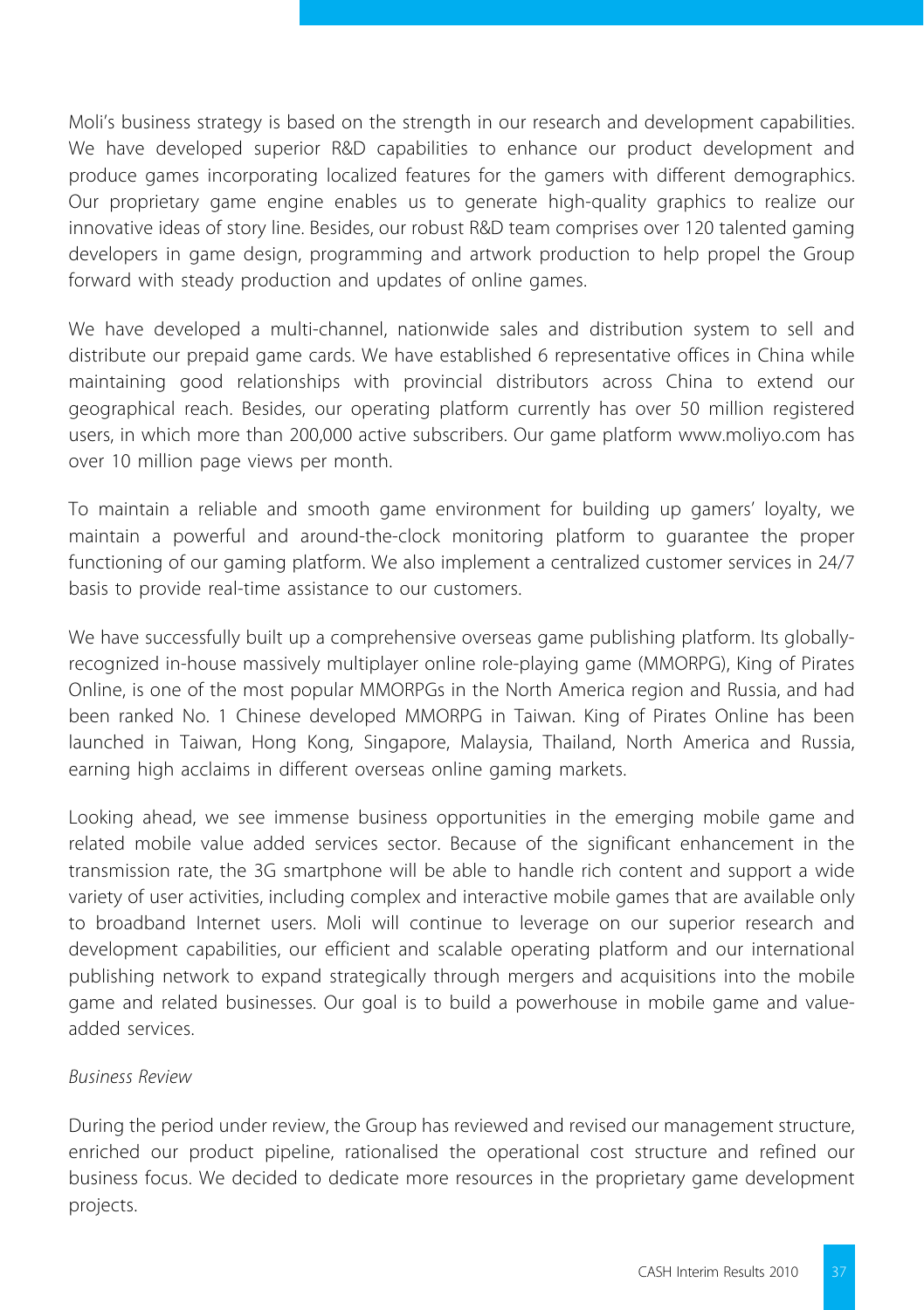Moli's business strategy is based on the strength in our research and development capabilities. We have developed superior R&D capabilities to enhance our product development and produce games incorporating localized features for the gamers with different demographics. Our proprietary game engine enables us to generate high-quality graphics to realize our innovative ideas of story line. Besides, our robust R&D team comprises over 120 talented gaming developers in game design, programming and artwork production to help propel the Group forward with steady production and updates of online games.

We have developed a multi-channel, nationwide sales and distribution system to sell and distribute our prepaid game cards. We have established 6 representative offices in China while maintaining good relationships with provincial distributors across China to extend our geographical reach. Besides, our operating platform currently has over 50 million registered users, in which more than 200,000 active subscribers. Our game platform www.moliyo.com has over 10 million page views per month.

To maintain a reliable and smooth game environment for building up gamers' loyalty, we maintain a powerful and around-the-clock monitoring platform to guarantee the proper functioning of our gaming platform. We also implement a centralized customer services in 24/7 basis to provide real-time assistance to our customers.

We have successfully built up a comprehensive overseas game publishing platform. Its globally-recognized in-house massively multiplayer online role-playing game (MMORPG), King of Pirates Online, is one of the most popular MMORPGs in the North America region and Russia, and had been ranked No. 1 Chinese developed MMORPG in Taiwan. King of Pirates Online has been launched in Taiwan, Hong Kong, Singapore, Malaysia, Thailand, North America and Russia, earning high acclaims in different overseas online gaming markets.

Looking ahead, we see immense business opportunities in the emerging mobile game and related mobile value added services sector. Because of the significant enhancement in the transmission rate, the 3G smartphone will be able to handle rich content and support a wide variety of user activities, including complex and interactive mobile games that are available only to broadband Internet users. Moli will continue to leverage on our superior research and development capabilities, our efficient and scalable operating platform and our international publishing network to expand strategically through mergers and acquisitions into the mobile game and related businesses. Our goal is to build a powerhouse in mobile game and value-added services.

*Business Review*

During the period under review, the Group has reviewed and revised our management structure, enriched our product pipeline, rationalised the operational cost structure and refined our business focus. We decided to dedicate more resources in the proprietary game development projects.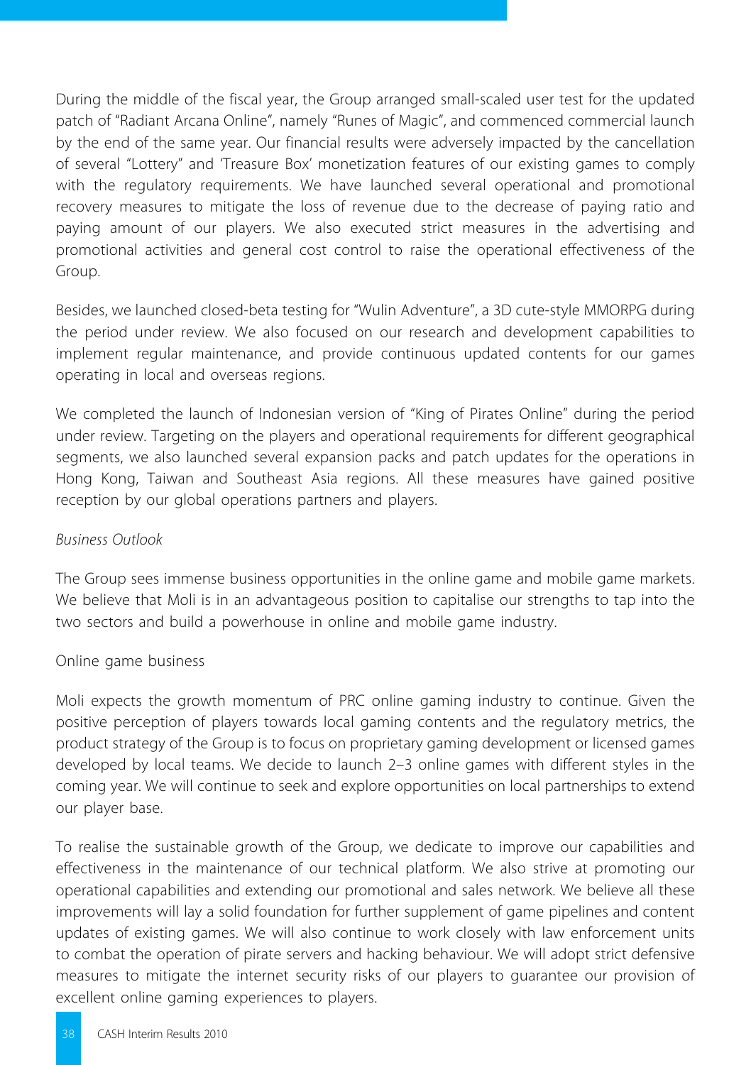During the middle of the fiscal year, the Group arranged small-scaled user test for the updated patch of "Radiant Arcana Online", namely "Runes of Magic", and commenced commercial launch by the end of the same year. Our financial results were adversely impacted by the cancellation of several "Lottery" and 'Treasure Box' monetization features of our existing games to comply with the regulatory requirements. We have launched several operational and promotional recovery measures to mitigate the loss of revenue due to the decrease of paying ratio and paying amount of our players. We also executed strict measures in the advertising and promotional activities and general cost control to raise the operational effectiveness of the Group.

Besides, we launched closed-beta testing for "Wulin Adventure", a 3D cute-style MMORPG during the period under review. We also focused on our research and development capabilities to implement regular maintenance, and provide continuous updated contents for our games operating in local and overseas regions.

We completed the launch of Indonesian version of "King of Pirates Online" during the period under review. Targeting on the players and operational requirements for different geographical segments, we also launched several expansion packs and patch updates for the operations in Hong Kong, Taiwan and Southeast Asia regions. All these measures have gained positive reception by our global operations partners and players.

*Business Outlook*

The Group sees immense business opportunities in the online game and mobile game markets. We believe that Moli is in an advantageous position to capitalise our strengths to tap into the two sectors and build a powerhouse in online and mobile game industry.

Online game business

Moli expects the growth momentum of PRC online gaming industry to continue. Given the positive perception of players towards local gaming contents and the regulatory metrics, the product strategy of the Group is to focus on proprietary gaming development or licensed games developed by local teams. We decide to launch 2–3 online games with different styles in the coming year. We will continue to seek and explore opportunities on local partnerships to extend our player base.

To realise the sustainable growth of the Group, we dedicate to improve our capabilities and effectiveness in the maintenance of our technical platform. We also strive at promoting our operational capabilities and extending our promotional and sales network. We believe all these improvements will lay a solid foundation for further supplement of game pipelines and content updates of existing games. We will also continue to work closely with law enforcement units to combat the operation of pirate servers and hacking behaviour. We will adopt strict defensive measures to mitigate the internet security risks of our players to guarantee our provision of excellent online gaming experiences to players.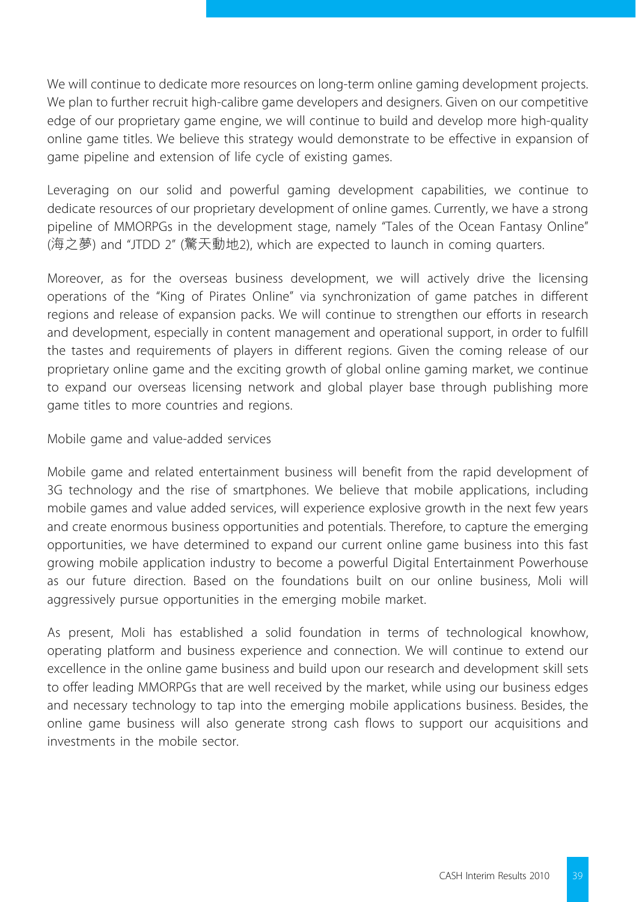We will continue to dedicate more resources on long-term online gaming development projects. We plan to further recruit high-calibre game developers and designers. Given on our competitive edge of our proprietary game engine, we will continue to build and develop more high-quality online game titles. We believe this strategy would demonstrate to be effective in expansion of game pipeline and extension of life cycle of existing games.

Leveraging on our solid and powerful gaming development capabilities, we continue to dedicate resources of our proprietary development of online games. Currently, we have a strong pipeline of MMORPGs in the development stage, namely "Tales of the Ocean Fantasy Online" (海之夢) and "JTDD 2" (驚天動地2), which are expected to launch in coming quarters.

Moreover, as for the overseas business development, we will actively drive the licensing operations of the "King of Pirates Online" via synchronization of game patches in different regions and release of expansion packs. We will continue to strengthen our efforts in research and development, especially in content management and operational support, in order to fulfill the tastes and requirements of players in different regions. Given the coming release of our proprietary online game and the exciting growth of global online gaming market, we continue to expand our overseas licensing network and global player base through publishing more game titles to more countries and regions.

Mobile game and value-added services

Mobile game and related entertainment business will benefit from the rapid development of 3G technology and the rise of smartphones. We believe that mobile applications, including mobile games and value added services, will experience explosive growth in the next few years and create enormous business opportunities and potentials. Therefore, to capture the emerging opportunities, we have determined to expand our current online game business into this fast growing mobile application industry to become a powerful Digital Entertainment Powerhouse as our future direction. Based on the foundations built on our online business, Moli will aggressively pursue opportunities in the emerging mobile market.

As present, Moli has established a solid foundation in terms of technological knowhow, operating platform and business experience and connection. We will continue to extend our excellence in the online game business and build upon our research and development skill sets to offer leading MMORPGs that are well received by the market, while using our business edges and necessary technology to tap into the emerging mobile applications business. Besides, the online game business will also generate strong cash flows to support our acquisitions and investments in the mobile sector.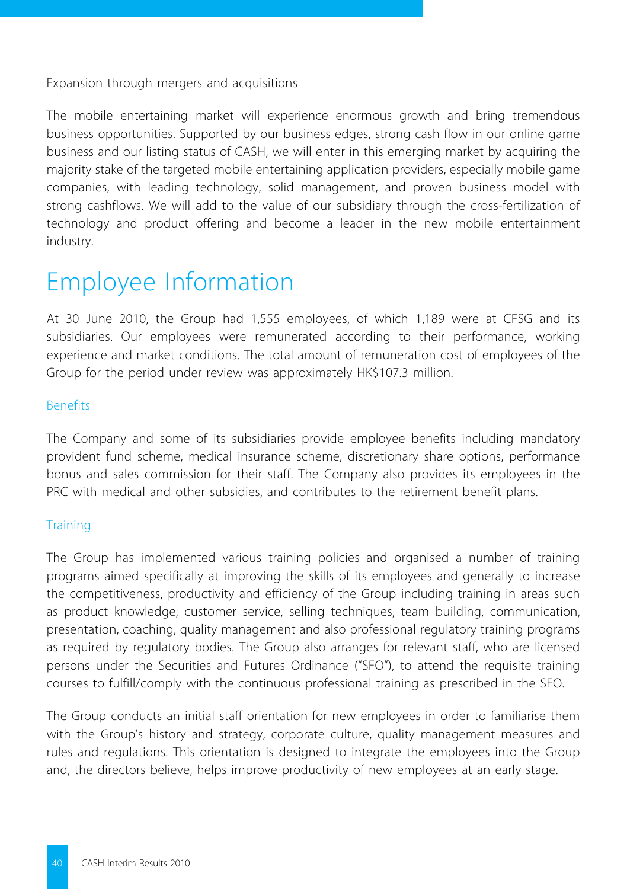Expansion through mergers and acquisitions

The mobile entertaining market will experience enormous growth and bring tremendous business opportunities. Supported by our business edges, strong cash flow in our online game business and our listing status of CASH, we will enter in this emerging market by acquiring the majority stake of the targeted mobile entertaining application providers, especially mobile game companies, with leading technology, solid management, and proven business model with strong cashflows. We will add to the value of our subsidiary through the cross-fertilization of technology and product offering and become a leader in the new mobile entertainment industry.

# Employee Information

At 30 June 2010, the Group had 1,555 employees, of which 1,189 were at CFSG and its subsidiaries. Our employees were remunerated according to their performance, working experience and market conditions. The total amount of remuneration cost of employees of the Group for the period under review was approximately HK$107.3 million.

## Benefits

The Company and some of its subsidiaries provide employee benefits including mandatory provident fund scheme, medical insurance scheme, discretionary share options, performance bonus and sales commission for their staff. The Company also provides its employees in the PRC with medical and other subsidies, and contributes to the retirement benefit plans.

## Training

The Group has implemented various training policies and organised a number of training programs aimed specifically at improving the skills of its employees and generally to increase the competitiveness, productivity and efficiency of the Group including training in areas such as product knowledge, customer service, selling techniques, team building, communication, presentation, coaching, quality management and also professional regulatory training programs as required by regulatory bodies. The Group also arranges for relevant staff, who are licensed persons under the Securities and Futures Ordinance ("SFO"), to attend the requisite training courses to fulfill/comply with the continuous professional training as prescribed in the SFO.

The Group conducts an initial staff orientation for new employees in order to familiarise them with the Group's history and strategy, corporate culture, quality management measures and rules and regulations. This orientation is designed to integrate the employees into the Group and, the directors believe, helps improve productivity of new employees at an early stage.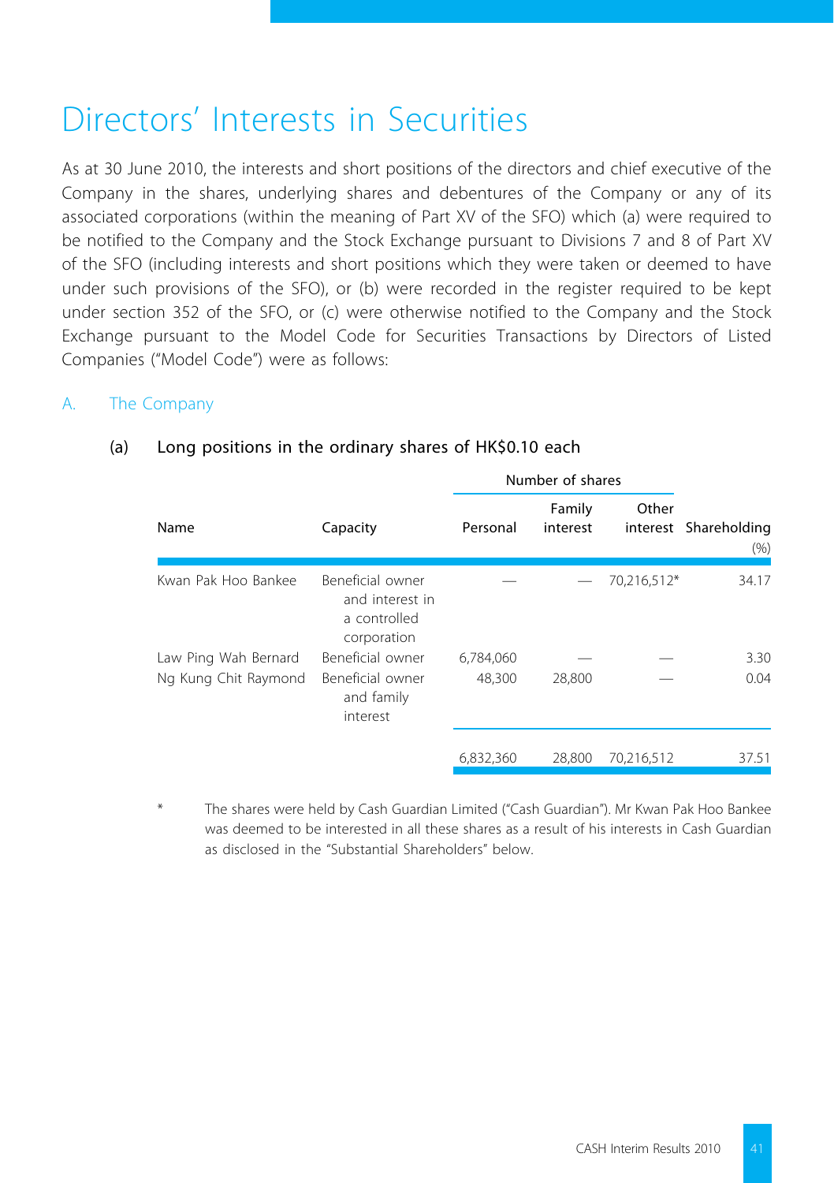# Directors' Interests in Securities

As at 30 June 2010, the interests and short positions of the directors and chief executive of the Company in the shares, underlying shares and debentures of the Company or any of its associated corporations (within the meaning of Part XV of the SFO) which (a) were required to be notified to the Company and the Stock Exchange pursuant to Divisions 7 and 8 of Part XV of the SFO (including interests and short positions which they were taken or deemed to have under such provisions of the SFO), or (b) were recorded in the register required to be kept under section 352 of the SFO, or (c) were otherwise notified to the Company and the Stock Exchange pursuant to the Model Code for Securities Transactions by Directors of Listed Companies ("Model Code") were as follows:

## A. The Company

### (a) Long positions in the ordinary shares of HK$0.10 each

| | | Number of shares | | | |
|---|---|---|---|---|---|
| Name | Capacity | Personal | Family interest | Other interest | Shareholding (%) |
| Kwan Pak Hoo Bankee | Beneficial owner and interest in a controlled corporation | — | — | 70,216,512* | 34.17 |
| Law Ping Wah Bernard | Beneficial owner | 6,784,060 | — | — | 3.30 |
| Ng Kung Chit Raymond | Beneficial owner and family interest | 48,300 | 28,800 | — | 0.04 |
| | | 6,832,360 | 28,800 | 70,216,512 | 37.51 |

\* The shares were held by Cash Guardian Limited ("Cash Guardian"). Mr Kwan Pak Hoo Bankee was deemed to be interested in all these shares as a result of his interests in Cash Guardian as disclosed in the "Substantial Shareholders" below.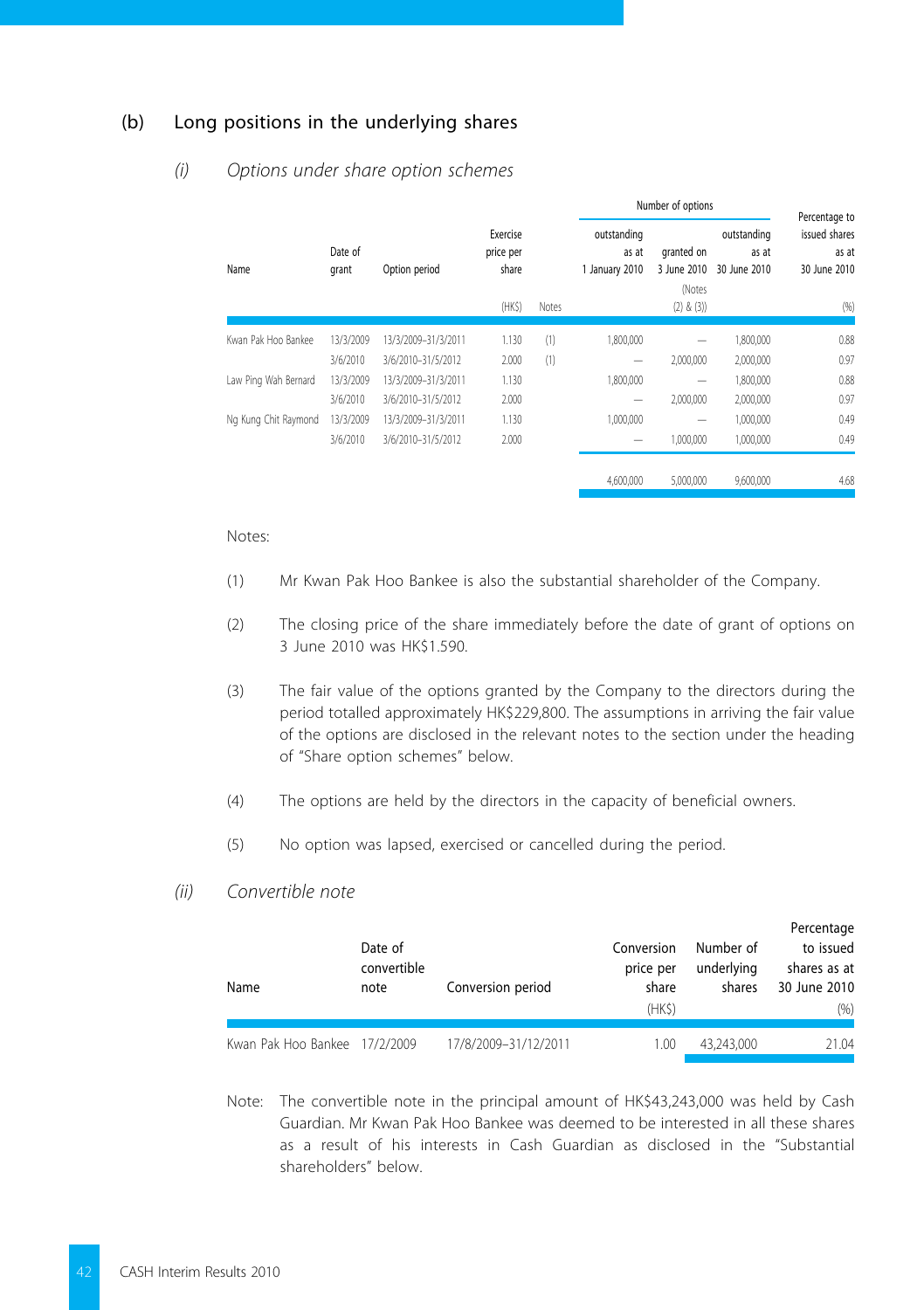## (b) Long positions in the underlying shares

### *(i) Options under share option schemes*

| Name | Date of grant | Option period | Exercise price per share | Notes | Number of options | | | Percentage to issued shares as at 30 June 2010 |
|---|---|---|---|---|---|---|---|---|
| | | | | | outstanding as at 1 January 2010 | granted on 3 June 2010 | outstanding as at 30 June 2010 | |
| | | | (HK$) | | | (Notes (2) & (3)) | | (%) |
| Kwan Pak Hoo Bankee | 13/3/2009 | 13/3/2009–31/3/2011 | 1.130 | (1) | 1,800,000 | — | 1,800,000 | 0.88 |
| | 3/6/2010 | 3/6/2010–31/5/2012 | 2.000 | (1) | — | 2,000,000 | 2,000,000 | 0.97 |
| Law Ping Wah Bernard | 13/3/2009 | 13/3/2009–31/3/2011 | 1.130 | | 1,800,000 | — | 1,800,000 | 0.88 |
| | 3/6/2010 | 3/6/2010–31/5/2012 | 2.000 | | — | 2,000,000 | 2,000,000 | 0.97 |
| Ng Kung Chit Raymond | 13/3/2009 | 13/3/2009–31/3/2011 | 1.130 | | 1,000,000 | — | 1,000,000 | 0.49 |
| | 3/6/2010 | 3/6/2010–31/5/2012 | 2.000 | | — | 1,000,000 | 1,000,000 | 0.49 |
| | | | | | 4,600,000 | 5,000,000 | 9,600,000 | 4.68 |

Notes:

(1) Mr Kwan Pak Hoo Bankee is also the substantial shareholder of the Company.

(2) The closing price of the share immediately before the date of grant of options on 3 June 2010 was HK$1.590.

(3) The fair value of the options granted by the Company to the directors during the period totalled approximately HK$229,800. The assumptions in arriving the fair value of the options are disclosed in the relevant notes to the section under the heading of "Share option schemes" below.

(4) The options are held by the directors in the capacity of beneficial owners.

(5) No option was lapsed, exercised or cancelled during the period.

### *(ii) Convertible note*

| Name | Date of convertible note | Conversion period | Conversion price per share | Number of underlying shares | Percentage to issued shares as at 30 June 2010 |
|---|---|---|---|---|---|
| | | | (HK$) | | (%) |
| Kwan Pak Hoo Bankee | 17/2/2009 | 17/8/2009–31/12/2011 | 1.00 | 43,243,000 | 21.04 |

Note: The convertible note in the principal amount of HK$43,243,000 was held by Cash Guardian. Mr Kwan Pak Hoo Bankee was deemed to be interested in all these shares as a result of his interests in Cash Guardian as disclosed in the "Substantial shareholders" below.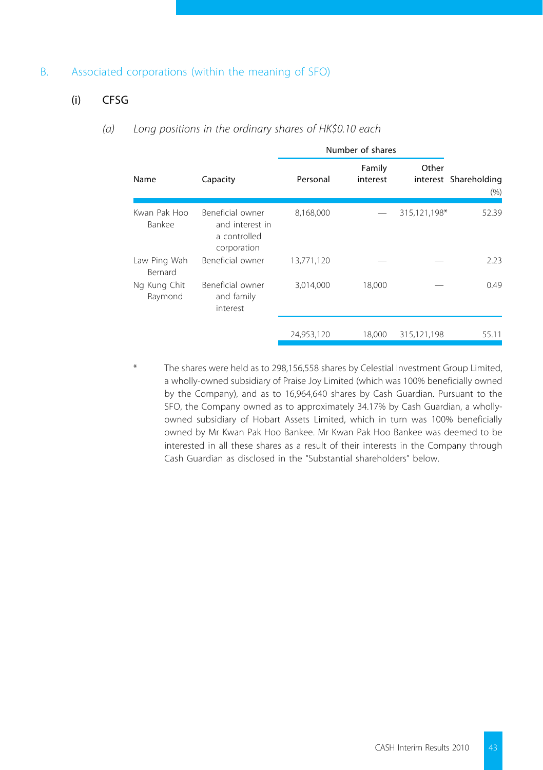## B. Associated corporations (within the meaning of SFO)

### (i) CFSG

*(a) Long positions in the ordinary shares of HK$0.10 each*

| Name | Capacity | Number of shares | | | Shareholding |
|---|---|---|---|---|---|
| | | Personal | Family interest | Other interest | (%) |
| Kwan Pak Hoo Bankee | Beneficial owner and interest in a controlled corporation | 8,168,000 | — | 315,121,198* | 52.39 |
| Law Ping Wah Bernard | Beneficial owner | 13,771,120 | — | — | 2.23 |
| Ng Kung Chit Raymond | Beneficial owner and family interest | 3,014,000 | 18,000 | — | 0.49 |
| | | 24,953,120 | 18,000 | 315,121,198 | 55.11 |

\* The shares were held as to 298,156,558 shares by Celestial Investment Group Limited, a wholly-owned subsidiary of Praise Joy Limited (which was 100% beneficially owned by the Company), and as to 16,964,640 shares by Cash Guardian. Pursuant to the SFO, the Company owned as to approximately 34.17% by Cash Guardian, a wholly-owned subsidiary of Hobart Assets Limited, which in turn was 100% beneficially owned by Mr Kwan Pak Hoo Bankee. Mr Kwan Pak Hoo Bankee was deemed to be interested in all these shares as a result of their interests in the Company through Cash Guardian as disclosed in the "Substantial shareholders" below.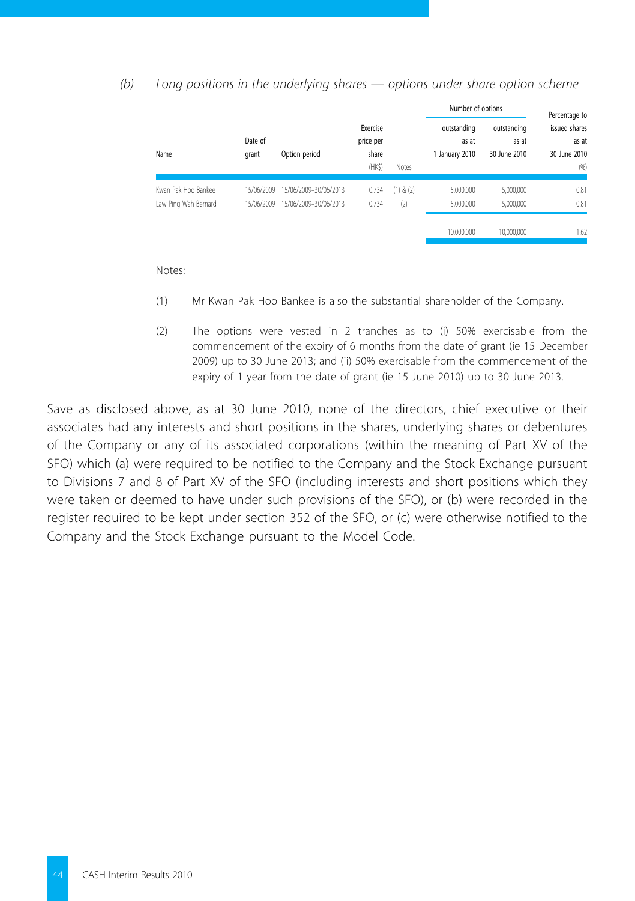*(b) Long positions in the underlying shares — options under share option scheme*

| Name | Date of grant | Option period | Exercise price per share (HK$) | Notes | Number of options outstanding as at 1 January 2010 | Number of options outstanding as at 30 June 2010 | Percentage to issued shares as at 30 June 2010 (%) |
|---|---|---|---|---|---|---|---|
| Kwan Pak Hoo Bankee | 15/06/2009 | 15/06/2009–30/06/2013 | 0.734 | (1) & (2) | 5,000,000 | 5,000,000 | 0.81 |
| Law Ping Wah Bernard | 15/06/2009 | 15/06/2009–30/06/2013 | 0.734 | (2) | 5,000,000 | 5,000,000 | 0.81 |
| | | | | | 10,000,000 | 10,000,000 | 1.62 |

Notes:

(1) Mr Kwan Pak Hoo Bankee is also the substantial shareholder of the Company.

(2) The options were vested in 2 tranches as to (i) 50% exercisable from the commencement of the expiry of 6 months from the date of grant (ie 15 December 2009) up to 30 June 2013; and (ii) 50% exercisable from the commencement of the expiry of 1 year from the date of grant (ie 15 June 2010) up to 30 June 2013.

Save as disclosed above, as at 30 June 2010, none of the directors, chief executive or their associates had any interests and short positions in the shares, underlying shares or debentures of the Company or any of its associated corporations (within the meaning of Part XV of the SFO) which (a) were required to be notified to the Company and the Stock Exchange pursuant to Divisions 7 and 8 of Part XV of the SFO (including interests and short positions which they were taken or deemed to have under such provisions of the SFO), or (b) were recorded in the register required to be kept under section 352 of the SFO, or (c) were otherwise notified to the Company and the Stock Exchange pursuant to the Model Code.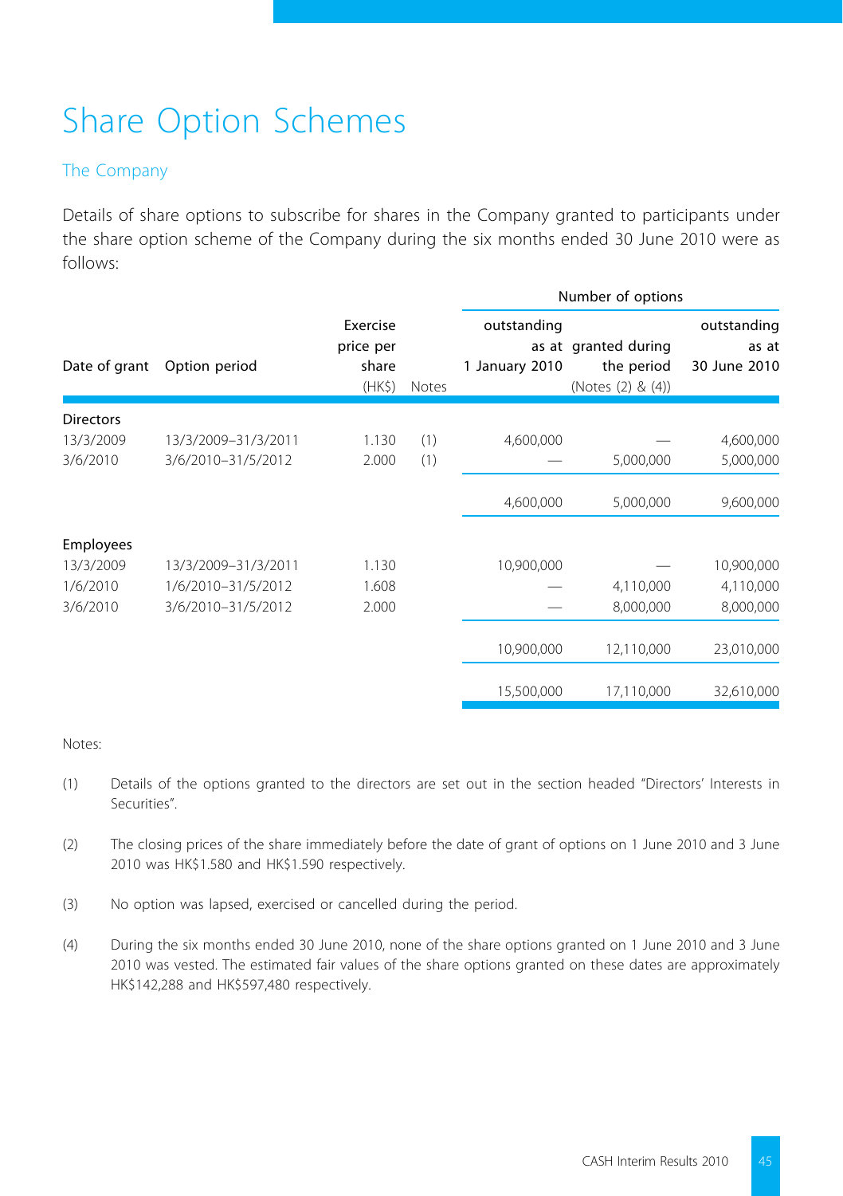# Share Option Schemes

## The Company

Details of share options to subscribe for shares in the Company granted to participants under the share option scheme of the Company during the six months ended 30 June 2010 were as follows:

| Date of grant | Option period | Exercise price per share (HK$) | Notes | Number of options outstanding as at 1 January 2010 | granted during the period (Notes (2) & (4)) | outstanding as at 30 June 2010 |
|---|---|---|---|---|---|---|
| **Directors** | | | | | | |
| 13/3/2009 | 13/3/2009–31/3/2011 | 1.130 | (1) | 4,600,000 | — | 4,600,000 |
| 3/6/2010 | 3/6/2010–31/5/2012 | 2.000 | (1) | — | 5,000,000 | 5,000,000 |
| | | | | 4,600,000 | 5,000,000 | 9,600,000 |
| **Employees** | | | | | | |
| 13/3/2009 | 13/3/2009–31/3/2011 | 1.130 | | 10,900,000 | — | 10,900,000 |
| 1/6/2010 | 1/6/2010–31/5/2012 | 1.608 | | — | 4,110,000 | 4,110,000 |
| 3/6/2010 | 3/6/2010–31/5/2012 | 2.000 | | — | 8,000,000 | 8,000,000 |
| | | | | 10,900,000 | 12,110,000 | 23,010,000 |
| | | | | 15,500,000 | 17,110,000 | 32,610,000 |

Notes:

(1) Details of the options granted to the directors are set out in the section headed "Directors' Interests in Securities".

(2) The closing prices of the share immediately before the date of grant of options on 1 June 2010 and 3 June 2010 was HK$1.580 and HK$1.590 respectively.

(3) No option was lapsed, exercised or cancelled during the period.

(4) During the six months ended 30 June 2010, none of the share options granted on 1 June 2010 and 3 June 2010 was vested. The estimated fair values of the share options granted on these dates are approximately HK$142,288 and HK$597,480 respectively.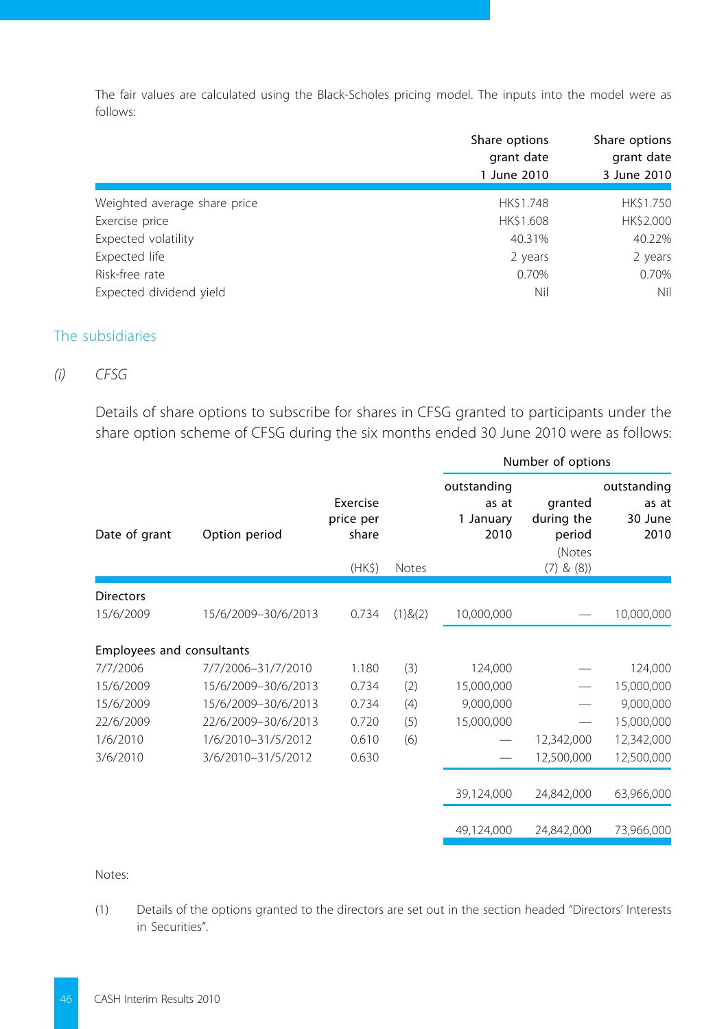The fair values are calculated using the Black-Scholes pricing model. The inputs into the model were as follows:

| | Share options grant date 1 June 2010 | Share options grant date 3 June 2010 |
|---|---|---|
| Weighted average share price | HK$1.748 | HK$1.750 |
| Exercise price | HK$1.608 | HK$2.000 |
| Expected volatility | 40.31% | 40.22% |
| Expected life | 2 years | 2 years |
| Risk-free rate | 0.70% | 0.70% |
| Expected dividend yield | Nil | Nil |

## The subsidiaries

*(i)* *CFSG*

Details of share options to subscribe for shares in CFSG granted to participants under the share option scheme of CFSG during the six months ended 30 June 2010 were as follows:

| | | | | Number of options | | |
|---|---|---|---|---|---|---|
| Date of grant | Option period | Exercise price per share (HK$) | Notes | outstanding as at 1 January 2010 | granted during the period (Notes (7) & (8)) | outstanding as at 30 June 2010 |
| **Directors** | | | | | | |
| 15/6/2009 | 15/6/2009–30/6/2013 | 0.734 | (1)&(2) | 10,000,000 | — | 10,000,000 |
| **Employees and consultants** | | | | | | |
| 7/7/2006 | 7/7/2006–31/7/2010 | 1.180 | (3) | 124,000 | — | 124,000 |
| 15/6/2009 | 15/6/2009–30/6/2013 | 0.734 | (2) | 15,000,000 | — | 15,000,000 |
| 15/6/2009 | 15/6/2009–30/6/2013 | 0.734 | (4) | 9,000,000 | — | 9,000,000 |
| 22/6/2009 | 22/6/2009–30/6/2013 | 0.720 | (5) | 15,000,000 | — | 15,000,000 |
| 1/6/2010 | 1/6/2010–31/5/2012 | 0.610 | (6) | — | 12,342,000 | 12,342,000 |
| 3/6/2010 | 3/6/2010–31/5/2012 | 0.630 | | — | 12,500,000 | 12,500,000 |
| | | | | 39,124,000 | 24,842,000 | 63,966,000 |
| | | | | 49,124,000 | 24,842,000 | 73,966,000 |

Notes:

(1) Details of the options granted to the directors are set out in the section headed "Directors' Interests in Securities".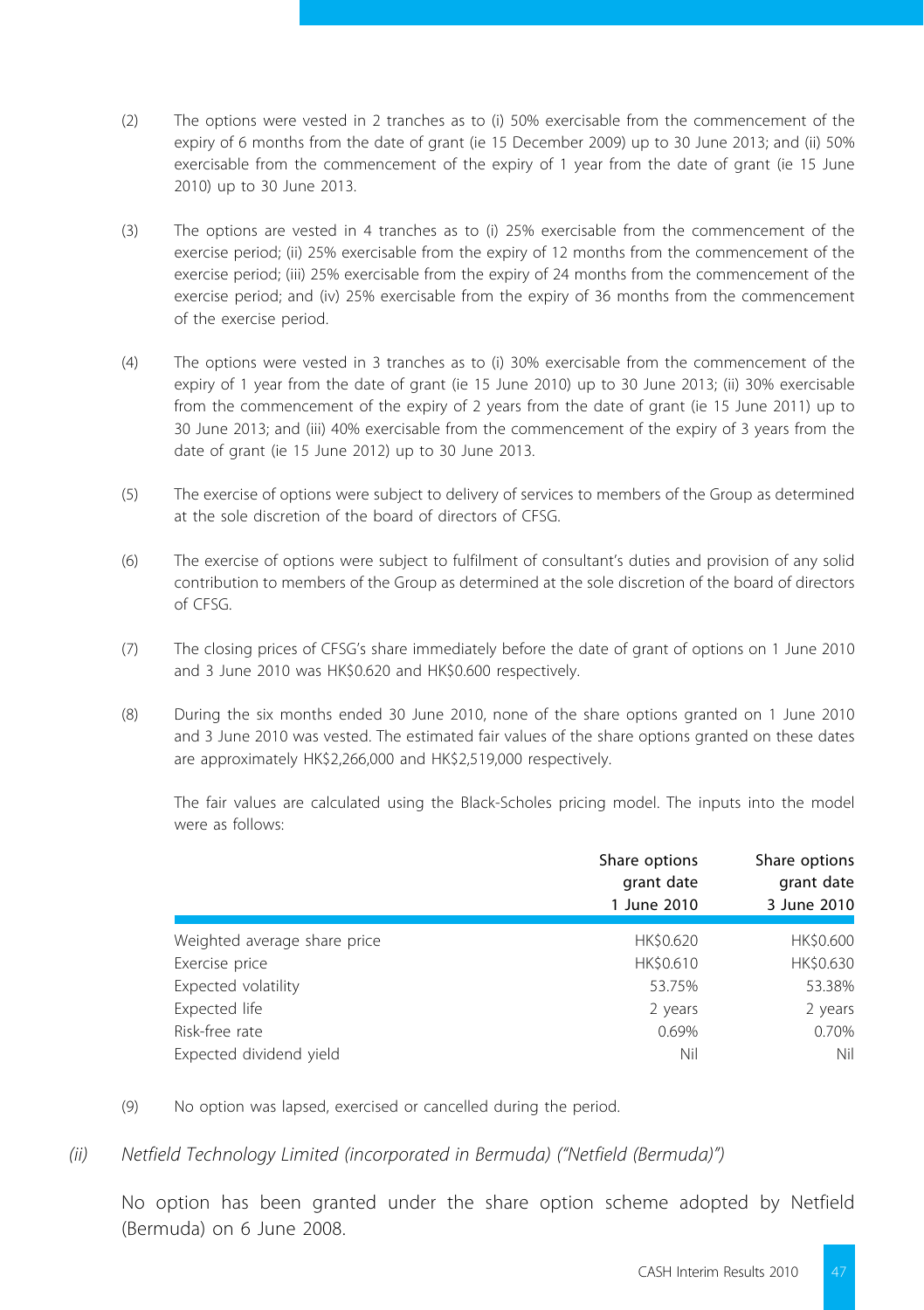(2) The options were vested in 2 tranches as to (i) 50% exercisable from the commencement of the expiry of 6 months from the date of grant (ie 15 December 2009) up to 30 June 2013; and (ii) 50% exercisable from the commencement of the expiry of 1 year from the date of grant (ie 15 June 2010) up to 30 June 2013.

(3) The options are vested in 4 tranches as to (i) 25% exercisable from the commencement of the exercise period; (ii) 25% exercisable from the expiry of 12 months from the commencement of the exercise period; (iii) 25% exercisable from the expiry of 24 months from the commencement of the exercise period; and (iv) 25% exercisable from the expiry of 36 months from the commencement of the exercise period.

(4) The options were vested in 3 tranches as to (i) 30% exercisable from the commencement of the expiry of 1 year from the date of grant (ie 15 June 2010) up to 30 June 2013; (ii) 30% exercisable from the commencement of the expiry of 2 years from the date of grant (ie 15 June 2011) up to 30 June 2013; and (iii) 40% exercisable from the commencement of the expiry of 3 years from the date of grant (ie 15 June 2012) up to 30 June 2013.

(5) The exercise of options were subject to delivery of services to members of the Group as determined at the sole discretion of the board of directors of CFSG.

(6) The exercise of options were subject to fulfilment of consultant's duties and provision of any solid contribution to members of the Group as determined at the sole discretion of the board of directors of CFSG.

(7) The closing prices of CFSG's share immediately before the date of grant of options on 1 June 2010 and 3 June 2010 was HK$0.620 and HK$0.600 respectively.

(8) During the six months ended 30 June 2010, none of the share options granted on 1 June 2010 and 3 June 2010 was vested. The estimated fair values of the share options granted on these dates are approximately HK$2,266,000 and HK$2,519,000 respectively.

The fair values are calculated using the Black-Scholes pricing model. The inputs into the model were as follows:

| | Share options grant date 1 June 2010 | Share options grant date 3 June 2010 |
|---|---|---|
| Weighted average share price | HK$0.620 | HK$0.600 |
| Exercise price | HK$0.610 | HK$0.630 |
| Expected volatility | 53.75% | 53.38% |
| Expected life | 2 years | 2 years |
| Risk-free rate | 0.69% | 0.70% |
| Expected dividend yield | Nil | Nil |

(9) No option was lapsed, exercised or cancelled during the period.

*(ii) Netfield Technology Limited (incorporated in Bermuda) ("Netfield (Bermuda)")*

No option has been granted under the share option scheme adopted by Netfield (Bermuda) on 6 June 2008.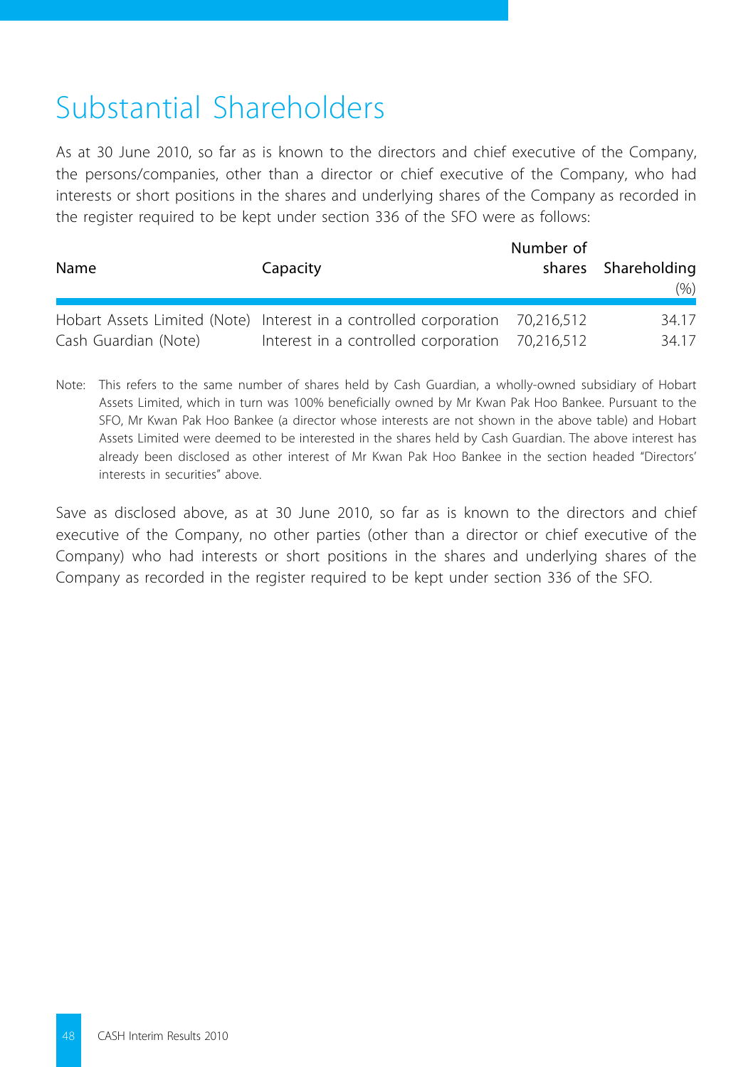# Substantial Shareholders

As at 30 June 2010, so far as is known to the directors and chief executive of the Company, the persons/companies, other than a director or chief executive of the Company, who had interests or short positions in the shares and underlying shares of the Company as recorded in the register required to be kept under section 336 of the SFO were as follows:

| Name | Capacity | Number of shares | Shareholding (%) |
|---|---|---|---|
| Hobart Assets Limited (Note) | Interest in a controlled corporation | 70,216,512 | 34.17 |
| Cash Guardian (Note) | Interest in a controlled corporation | 70,216,512 | 34.17 |

Note: This refers to the same number of shares held by Cash Guardian, a wholly-owned subsidiary of Hobart Assets Limited, which in turn was 100% beneficially owned by Mr Kwan Pak Hoo Bankee. Pursuant to the SFO, Mr Kwan Pak Hoo Bankee (a director whose interests are not shown in the above table) and Hobart Assets Limited were deemed to be interested in the shares held by Cash Guardian. The above interest has already been disclosed as other interest of Mr Kwan Pak Hoo Bankee in the section headed "Directors' interests in securities" above.

Save as disclosed above, as at 30 June 2010, so far as is known to the directors and chief executive of the Company, no other parties (other than a director or chief executive of the Company) who had interests or short positions in the shares and underlying shares of the Company as recorded in the register required to be kept under section 336 of the SFO.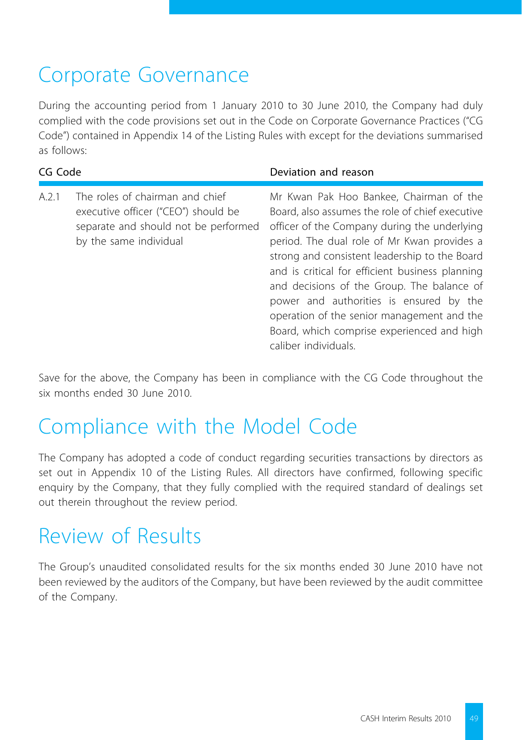# Corporate Governance

During the accounting period from 1 January 2010 to 30 June 2010, the Company had duly complied with the code provisions set out in the Code on Corporate Governance Practices ("CG Code") contained in Appendix 14 of the Listing Rules with except for the deviations summarised as follows:

| CG Code | | Deviation and reason |
|---|---|---|
| A.2.1 | The roles of chairman and chief executive officer ("CEO") should be separate and should not be performed by the same individual | Mr Kwan Pak Hoo Bankee, Chairman of the Board, also assumes the role of chief executive officer of the Company during the underlying period. The dual role of Mr Kwan provides a strong and consistent leadership to the Board and is critical for efficient business planning and decisions of the Group. The balance of power and authorities is ensured by the operation of the senior management and the Board, which comprise experienced and high caliber individuals. |

Save for the above, the Company has been in compliance with the CG Code throughout the six months ended 30 June 2010.

# Compliance with the Model Code

The Company has adopted a code of conduct regarding securities transactions by directors as set out in Appendix 10 of the Listing Rules. All directors have confirmed, following specific enquiry by the Company, that they fully complied with the required standard of dealings set out therein throughout the review period.

# Review of Results

The Group's unaudited consolidated results for the six months ended 30 June 2010 have not been reviewed by the auditors of the Company, but have been reviewed by the audit committee of the Company.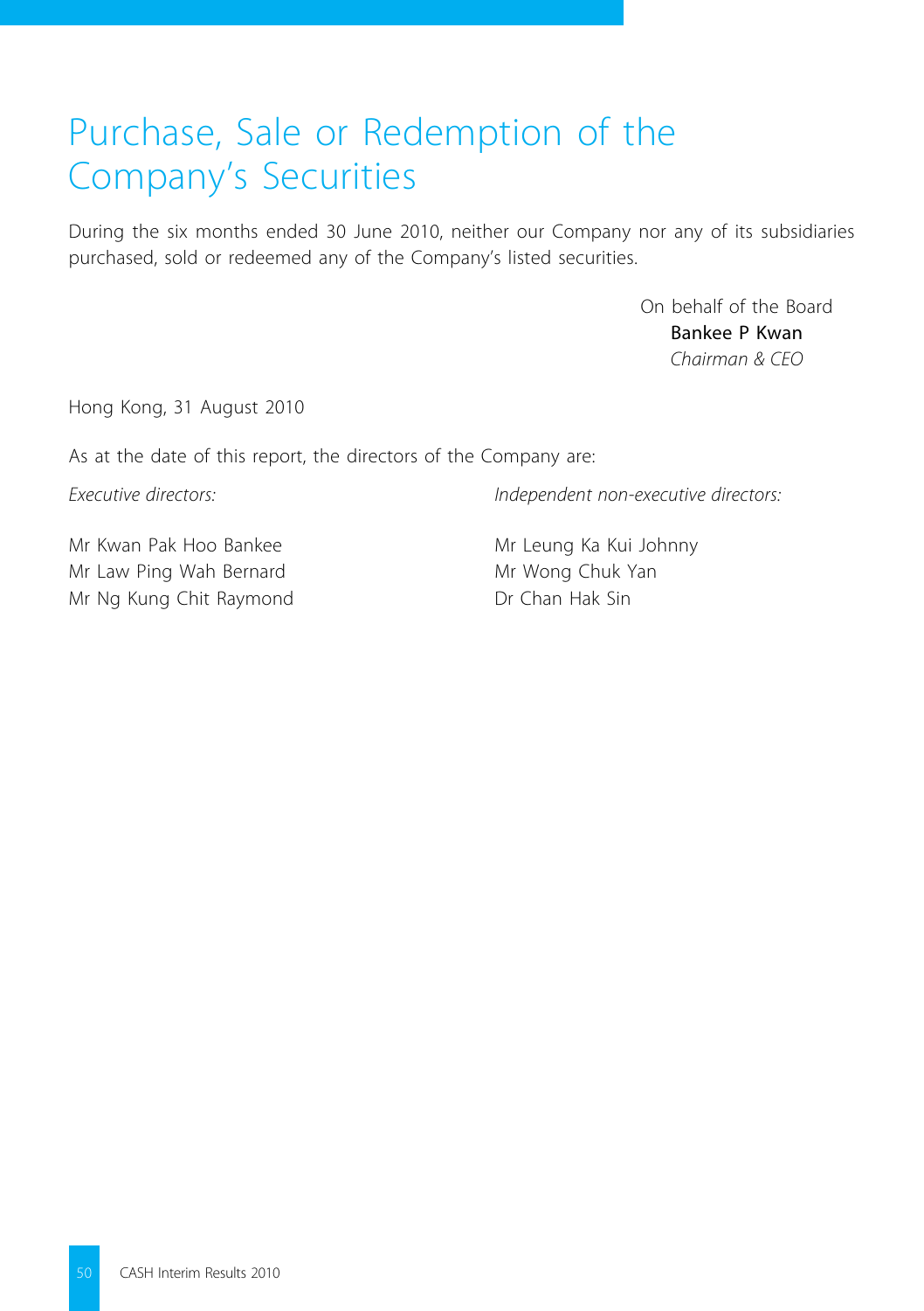# Purchase, Sale or Redemption of the Company's Securities

During the six months ended 30 June 2010, neither our Company nor any of its subsidiaries purchased, sold or redeemed any of the Company's listed securities.

On behalf of the Board
**Bankee P Kwan**
*Chairman & CEO*

Hong Kong, 31 August 2010

As at the date of this report, the directors of the Company are:

*Executive directors:*

Mr Kwan Pak Hoo Bankee
Mr Law Ping Wah Bernard
Mr Ng Kung Chit Raymond

*Independent non-executive directors:*

Mr Leung Ka Kui Johnny
Mr Wong Chuk Yan
Dr Chan Hak Sin